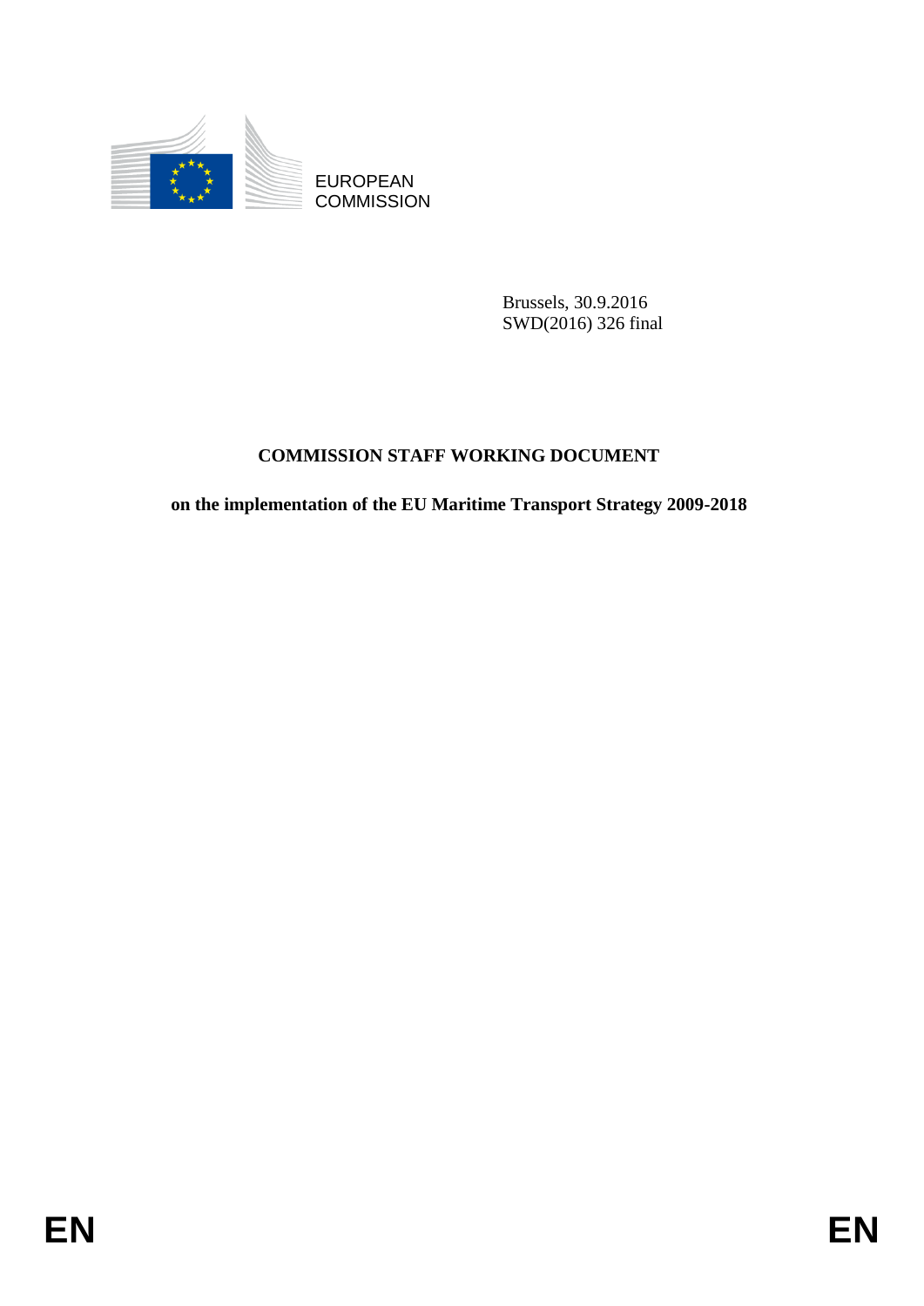EUROPEAN COMMISSION

Brussels, 30.9.2016
SWD(2016) 326 final

# COMMISSION STAFF WORKING DOCUMENT

**on the implementation of the EU Maritime Transport Strategy 2009-2018**

EN EN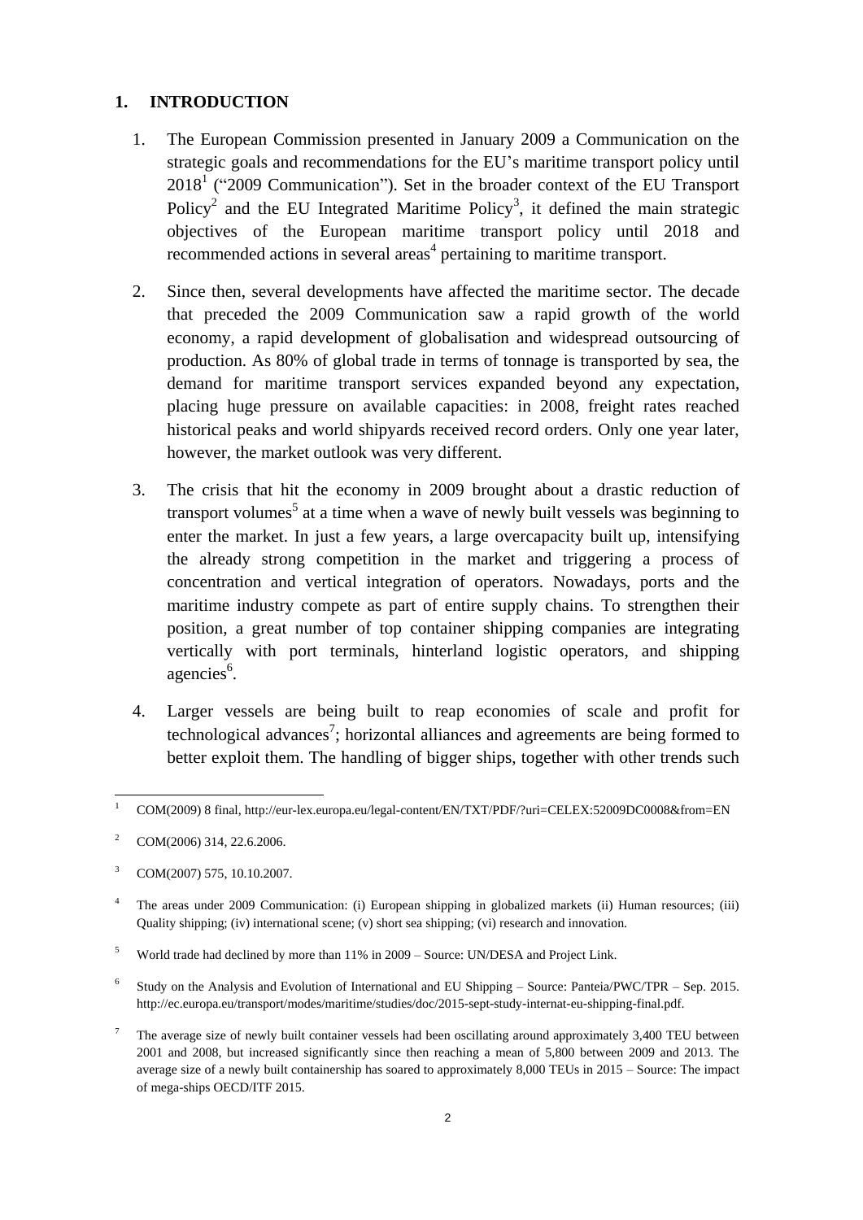## 1. INTRODUCTION

1. The European Commission presented in January 2009 a Communication on the strategic goals and recommendations for the EU's maritime transport policy until 2018[1] ("2009 Communication"). Set in the broader context of the EU Transport Policy[2] and the EU Integrated Maritime Policy[3], it defined the main strategic objectives of the European maritime transport policy until 2018 and recommended actions in several areas[4] pertaining to maritime transport.

2. Since then, several developments have affected the maritime sector. The decade that preceded the 2009 Communication saw a rapid growth of the world economy, a rapid development of globalisation and widespread outsourcing of production. As 80% of global trade in terms of tonnage is transported by sea, the demand for maritime transport services expanded beyond any expectation, placing huge pressure on available capacities: in 2008, freight rates reached historical peaks and world shipyards received record orders. Only one year later, however, the market outlook was very different.

3. The crisis that hit the economy in 2009 brought about a drastic reduction of transport volumes[5] at a time when a wave of newly built vessels was beginning to enter the market. In just a few years, a large overcapacity built up, intensifying the already strong competition in the market and triggering a process of concentration and vertical integration of operators. Nowadays, ports and the maritime industry compete as part of entire supply chains. To strengthen their position, a great number of top container shipping companies are integrating vertically with port terminals, hinterland logistic operators, and shipping agencies[6].

4. Larger vessels are being built to reap economies of scale and profit for technological advances[7]; horizontal alliances and agreements are being formed to better exploit them. The handling of bigger ships, together with other trends such

---

[1] COM(2009) 8 final, http://eur-lex.europa.eu/legal-content/EN/TXT/PDF/?uri=CELEX:52009DC0008&from=EN

[2] COM(2006) 314, 22.6.2006.

[3] COM(2007) 575, 10.10.2007.

[4] The areas under 2009 Communication: (i) European shipping in globalized markets (ii) Human resources; (iii) Quality shipping; (iv) international scene; (v) short sea shipping; (vi) research and innovation.

[5] World trade had declined by more than 11% in 2009 – Source: UN/DESA and Project Link.

[6] Study on the Analysis and Evolution of International and EU Shipping – Source: Panteia/PWC/TPR – Sep. 2015. http://ec.europa.eu/transport/modes/maritime/studies/doc/2015-sept-study-internat-eu-shipping-final.pdf.

[7] The average size of newly built container vessels had been oscillating around approximately 3,400 TEU between 2001 and 2008, but increased significantly since then reaching a mean of 5,800 between 2009 and 2013. The average size of a newly built containership has soared to approximately 8,000 TEUs in 2015 – Source: The impact of mega-ships OECD/ITF 2015.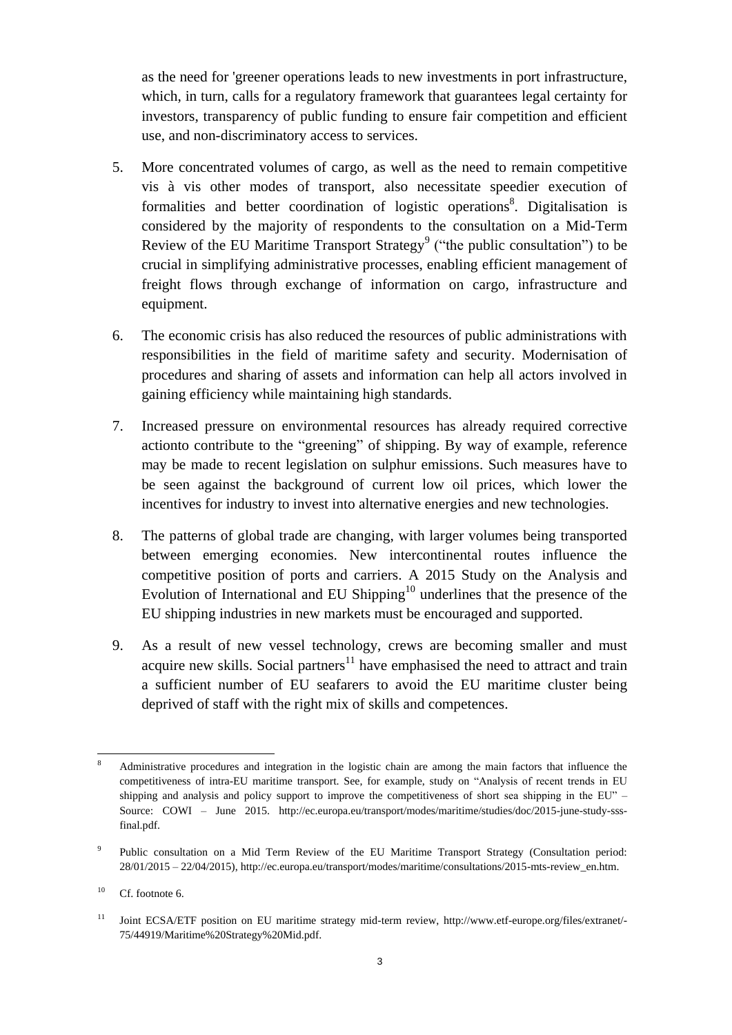as the need for 'greener operations leads to new investments in port infrastructure, which, in turn, calls for a regulatory framework that guarantees legal certainty for investors, transparency of public funding to ensure fair competition and efficient use, and non-discriminatory access to services.

5. More concentrated volumes of cargo, as well as the need to remain competitive vis à vis other modes of transport, also necessitate speedier execution of formalities and better coordination of logistic operations[8]. Digitalisation is considered by the majority of respondents to the consultation on a Mid-Term Review of the EU Maritime Transport Strategy[9] ("the public consultation") to be crucial in simplifying administrative processes, enabling efficient management of freight flows through exchange of information on cargo, infrastructure and equipment.

6. The economic crisis has also reduced the resources of public administrations with responsibilities in the field of maritime safety and security. Modernisation of procedures and sharing of assets and information can help all actors involved in gaining efficiency while maintaining high standards.

7. Increased pressure on environmental resources has already required corrective actionto contribute to the "greening" of shipping. By way of example, reference may be made to recent legislation on sulphur emissions. Such measures have to be seen against the background of current low oil prices, which lower the incentives for industry to invest into alternative energies and new technologies.

8. The patterns of global trade are changing, with larger volumes being transported between emerging economies. New intercontinental routes influence the competitive position of ports and carriers. A 2015 Study on the Analysis and Evolution of International and EU Shipping[10] underlines that the presence of the EU shipping industries in new markets must be encouraged and supported.

9. As a result of new vessel technology, crews are becoming smaller and must acquire new skills. Social partners[11] have emphasised the need to attract and train a sufficient number of EU seafarers to avoid the EU maritime cluster being deprived of staff with the right mix of skills and competences.

---

[8] Administrative procedures and integration in the logistic chain are among the main factors that influence the competitiveness of intra-EU maritime transport. See, for example, study on "Analysis of recent trends in EU shipping and analysis and policy support to improve the competitiveness of short sea shipping in the EU" – Source: COWI – June 2015. http://ec.europa.eu/transport/modes/maritime/studies/doc/2015-june-study-sss-final.pdf.

[9] Public consultation on a Mid Term Review of the EU Maritime Transport Strategy (Consultation period: 28/01/2015 – 22/04/2015), http://ec.europa.eu/transport/modes/maritime/consultations/2015-mts-review_en.htm.

[10] Cf. footnote 6.

[11] Joint ECSA/ETF position on EU maritime strategy mid-term review, http://www.etf-europe.org/files/extranet/-75/44919/Maritime%20Strategy%20Mid.pdf.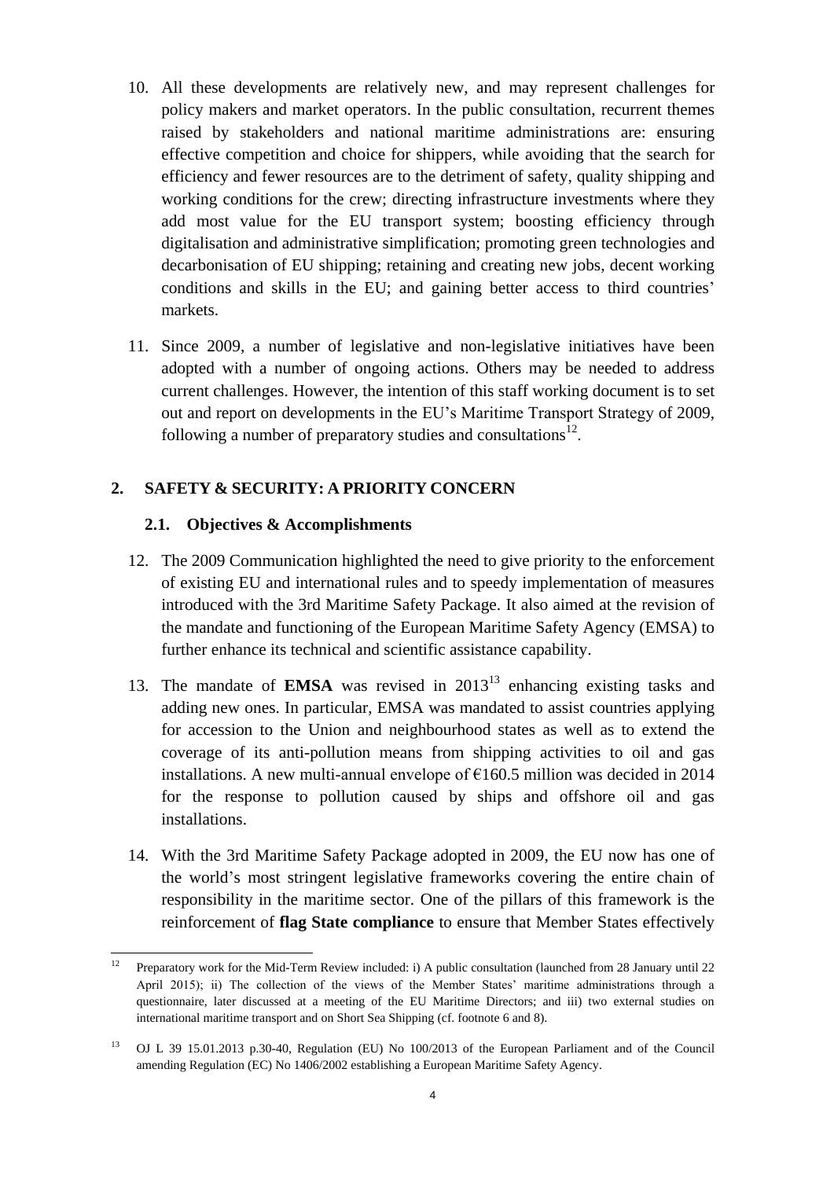10. All these developments are relatively new, and may represent challenges for policy makers and market operators. In the public consultation, recurrent themes raised by stakeholders and national maritime administrations are: ensuring effective competition and choice for shippers, while avoiding that the search for efficiency and fewer resources are to the detriment of safety, quality shipping and working conditions for the crew; directing infrastructure investments where they add most value for the EU transport system; boosting efficiency through digitalisation and administrative simplification; promoting green technologies and decarbonisation of EU shipping; retaining and creating new jobs, decent working conditions and skills in the EU; and gaining better access to third countries' markets.

11. Since 2009, a number of legislative and non-legislative initiatives have been adopted with a number of ongoing actions. Others may be needed to address current challenges. However, the intention of this staff working document is to set out and report on developments in the EU's Maritime Transport Strategy of 2009, following a number of preparatory studies and consultations[12].

## 2. SAFETY & SECURITY: A PRIORITY CONCERN

### 2.1. Objectives & Accomplishments

12. The 2009 Communication highlighted the need to give priority to the enforcement of existing EU and international rules and to speedy implementation of measures introduced with the 3rd Maritime Safety Package. It also aimed at the revision of the mandate and functioning of the European Maritime Safety Agency (EMSA) to further enhance its technical and scientific assistance capability.

13. The mandate of **EMSA** was revised in 2013[13] enhancing existing tasks and adding new ones. In particular, EMSA was mandated to assist countries applying for accession to the Union and neighbourhood states as well as to extend the coverage of its anti-pollution means from shipping activities to oil and gas installations. A new multi-annual envelope of €160.5 million was decided in 2014 for the response to pollution caused by ships and offshore oil and gas installations.

14. With the 3rd Maritime Safety Package adopted in 2009, the EU now has one of the world's most stringent legislative frameworks covering the entire chain of responsibility in the maritime sector. One of the pillars of this framework is the reinforcement of **flag State compliance** to ensure that Member States effectively

---

[12] Preparatory work for the Mid-Term Review included: i) A public consultation (launched from 28 January until 22 April 2015); ii) The collection of the views of the Member States' maritime administrations through a questionnaire, later discussed at a meeting of the EU Maritime Directors; and iii) two external studies on international maritime transport and on Short Sea Shipping (cf. footnote 6 and 8).

[13] OJ L 39 15.01.2013 p.30-40, Regulation (EU) No 100/2013 of the European Parliament and of the Council amending Regulation (EC) No 1406/2002 establishing a European Maritime Safety Agency.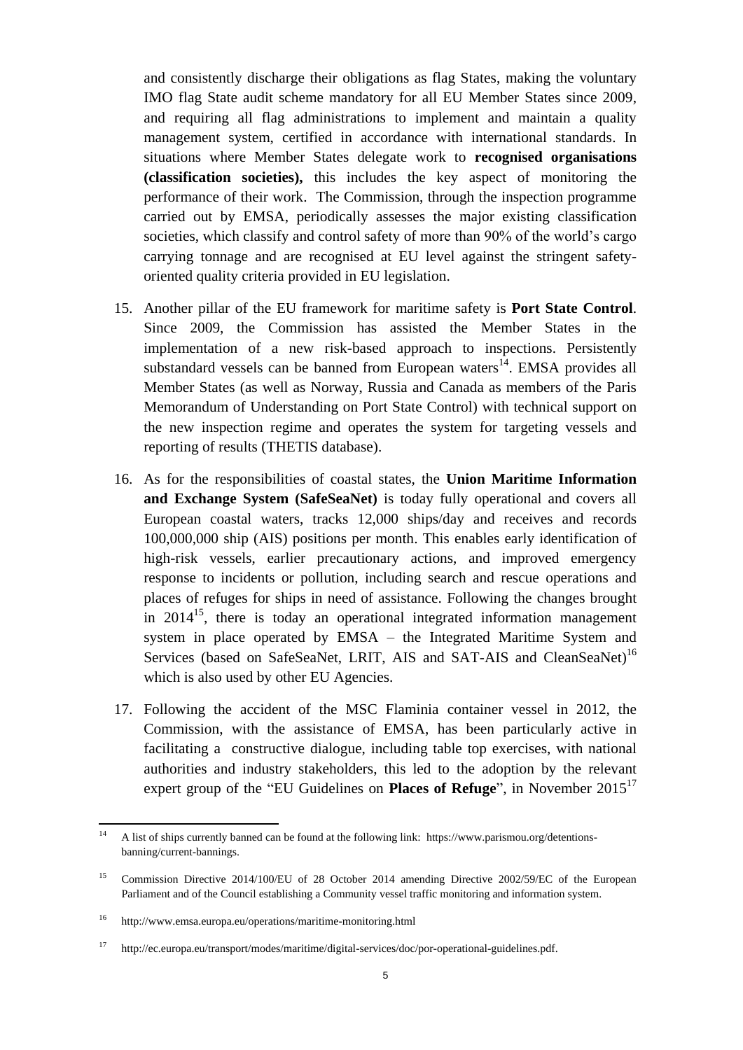and consistently discharge their obligations as flag States, making the voluntary IMO flag State audit scheme mandatory for all EU Member States since 2009, and requiring all flag administrations to implement and maintain a quality management system, certified in accordance with international standards. In situations where Member States delegate work to **recognised organisations (classification societies),** this includes the key aspect of monitoring the performance of their work. The Commission, through the inspection programme carried out by EMSA, periodically assesses the major existing classification societies, which classify and control safety of more than 90% of the world's cargo carrying tonnage and are recognised at EU level against the stringent safety-oriented quality criteria provided in EU legislation.

15. Another pillar of the EU framework for maritime safety is **Port State Control**. Since 2009, the Commission has assisted the Member States in the implementation of a new risk-based approach to inspections. Persistently substandard vessels can be banned from European waters[14]. EMSA provides all Member States (as well as Norway, Russia and Canada as members of the Paris Memorandum of Understanding on Port State Control) with technical support on the new inspection regime and operates the system for targeting vessels and reporting of results (THETIS database).

16. As for the responsibilities of coastal states, the **Union Maritime Information and Exchange System (SafeSeaNet)** is today fully operational and covers all European coastal waters, tracks 12,000 ships/day and receives and records 100,000,000 ship (AIS) positions per month. This enables early identification of high-risk vessels, earlier precautionary actions, and improved emergency response to incidents or pollution, including search and rescue operations and places of refuges for ships in need of assistance. Following the changes brought in 2014[15], there is today an operational integrated information management system in place operated by EMSA – the Integrated Maritime System and Services (based on SafeSeaNet, LRIT, AIS and SAT-AIS and CleanSeaNet)[16] which is also used by other EU Agencies.

17. Following the accident of the MSC Flaminia container vessel in 2012, the Commission, with the assistance of EMSA, has been particularly active in facilitating a constructive dialogue, including table top exercises, with national authorities and industry stakeholders, this led to the adoption by the relevant expert group of the "EU Guidelines on **Places of Refuge**", in November 2015[17]

---

[14] A list of ships currently banned can be found at the following link: https://www.parismou.org/detentions-banning/current-bannings.

[15] Commission Directive 2014/100/EU of 28 October 2014 amending Directive 2002/59/EC of the European Parliament and of the Council establishing a Community vessel traffic monitoring and information system.

[16] http://www.emsa.europa.eu/operations/maritime-monitoring.html

[17] http://ec.europa.eu/transport/modes/maritime/digital-services/doc/por-operational-guidelines.pdf.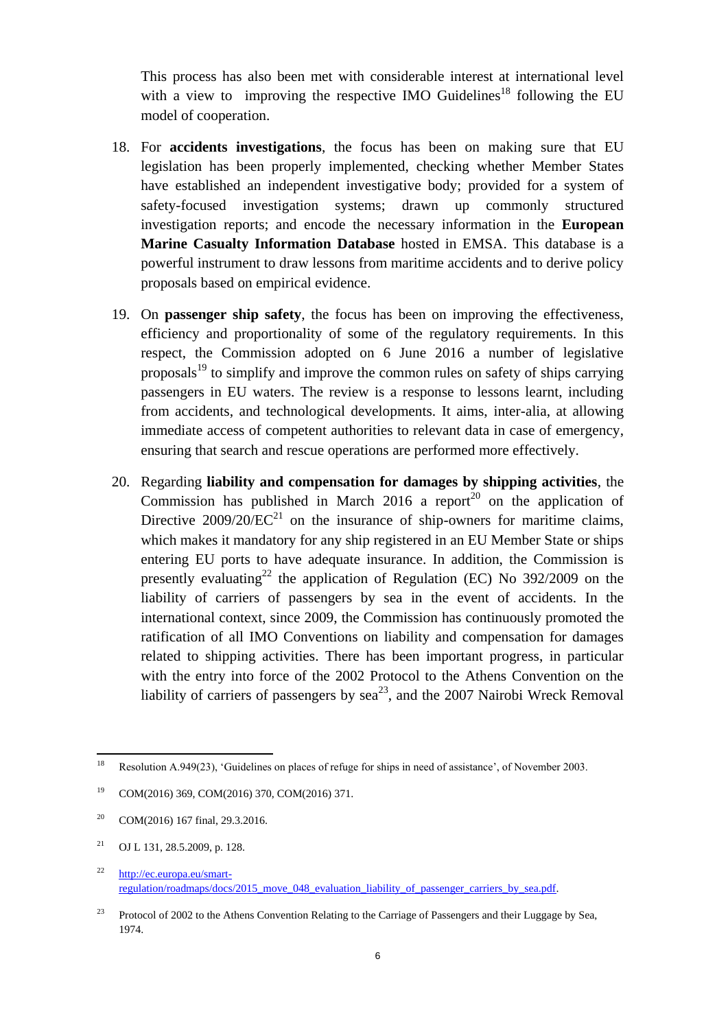This process has also been met with considerable interest at international level with a view to improving the respective IMO Guidelines[18] following the EU model of cooperation.

18. For **accidents investigations**, the focus has been on making sure that EU legislation has been properly implemented, checking whether Member States have established an independent investigative body; provided for a system of safety-focused investigation systems; drawn up commonly structured investigation reports; and encode the necessary information in the **European Marine Casualty Information Database** hosted in EMSA. This database is a powerful instrument to draw lessons from maritime accidents and to derive policy proposals based on empirical evidence.

19. On **passenger ship safety**, the focus has been on improving the effectiveness, efficiency and proportionality of some of the regulatory requirements. In this respect, the Commission adopted on 6 June 2016 a number of legislative proposals[19] to simplify and improve the common rules on safety of ships carrying passengers in EU waters. The review is a response to lessons learnt, including from accidents, and technological developments. It aims, inter-alia, at allowing immediate access of competent authorities to relevant data in case of emergency, ensuring that search and rescue operations are performed more effectively.

20. Regarding **liability and compensation for damages by shipping activities**, the Commission has published in March 2016 a report[20] on the application of Directive 2009/20/EC[21] on the insurance of ship-owners for maritime claims, which makes it mandatory for any ship registered in an EU Member State or ships entering EU ports to have adequate insurance. In addition, the Commission is presently evaluating[22] the application of Regulation (EC) No 392/2009 on the liability of carriers of passengers by sea in the event of accidents. In the international context, since 2009, the Commission has continuously promoted the ratification of all IMO Conventions on liability and compensation for damages related to shipping activities. There has been important progress, in particular with the entry into force of the 2002 Protocol to the Athens Convention on the liability of carriers of passengers by sea[23], and the 2007 Nairobi Wreck Removal

---

[18] Resolution A.949(23), 'Guidelines on places of refuge for ships in need of assistance', of November 2003.

[19] COM(2016) 369, COM(2016) 370, COM(2016) 371.

[20] COM(2016) 167 final, 29.3.2016.

[21] OJ L 131, 28.5.2009, p. 128.

[22] http://ec.europa.eu/smart-regulation/roadmaps/docs/2015_move_048_evaluation_liability_of_passenger_carriers_by_sea.pdf.

[23] Protocol of 2002 to the Athens Convention Relating to the Carriage of Passengers and their Luggage by Sea, 1974.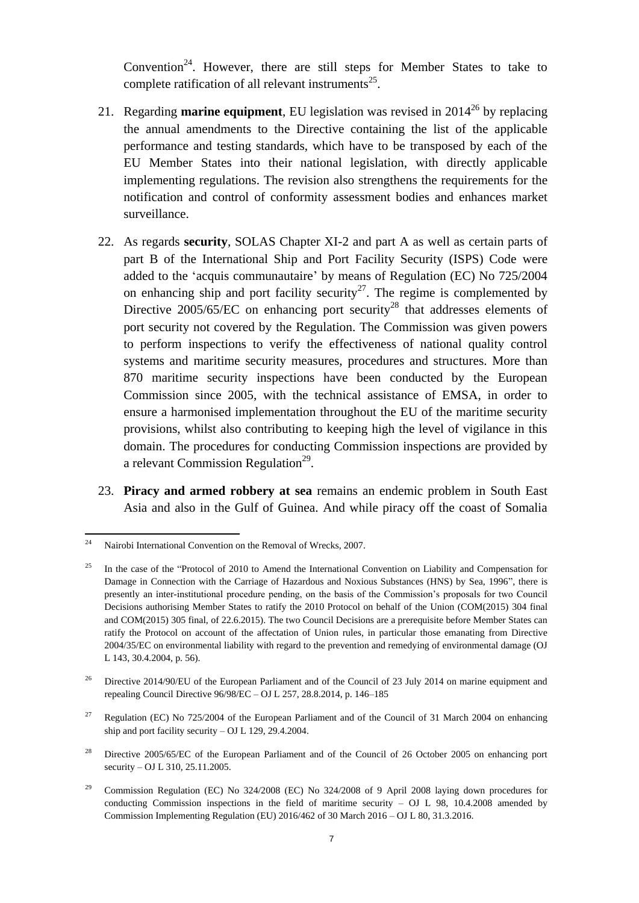Convention[24]. However, there are still steps for Member States to take to complete ratification of all relevant instruments[25].

21. Regarding **marine equipment**, EU legislation was revised in 2014[26] by replacing the annual amendments to the Directive containing the list of the applicable performance and testing standards, which have to be transposed by each of the EU Member States into their national legislation, with directly applicable implementing regulations. The revision also strengthens the requirements for the notification and control of conformity assessment bodies and enhances market surveillance.

22. As regards **security**, SOLAS Chapter XI-2 and part A as well as certain parts of part B of the International Ship and Port Facility Security (ISPS) Code were added to the 'acquis communautaire' by means of Regulation (EC) No 725/2004 on enhancing ship and port facility security[27]. The regime is complemented by Directive 2005/65/EC on enhancing port security[28] that addresses elements of port security not covered by the Regulation. The Commission was given powers to perform inspections to verify the effectiveness of national quality control systems and maritime security measures, procedures and structures. More than 870 maritime security inspections have been conducted by the European Commission since 2005, with the technical assistance of EMSA, in order to ensure a harmonised implementation throughout the EU of the maritime security provisions, whilst also contributing to keeping high the level of vigilance in this domain. The procedures for conducting Commission inspections are provided by a relevant Commission Regulation[29].

23. **Piracy and armed robbery at sea** remains an endemic problem in South East Asia and also in the Gulf of Guinea. And while piracy off the coast of Somalia

---

[24] Nairobi International Convention on the Removal of Wrecks, 2007.

[25] In the case of the "Protocol of 2010 to Amend the International Convention on Liability and Compensation for Damage in Connection with the Carriage of Hazardous and Noxious Substances (HNS) by Sea, 1996", there is presently an inter-institutional procedure pending, on the basis of the Commission's proposals for two Council Decisions authorising Member States to ratify the 2010 Protocol on behalf of the Union (COM(2015) 304 final and COM(2015) 305 final, of 22.6.2015). The two Council Decisions are a prerequisite before Member States can ratify the Protocol on account of the affectation of Union rules, in particular those emanating from Directive 2004/35/EC on environmental liability with regard to the prevention and remedying of environmental damage (OJ L 143, 30.4.2004, p. 56).

[26] Directive 2014/90/EU of the European Parliament and of the Council of 23 July 2014 on marine equipment and repealing Council Directive 96/98/EC – OJ L 257, 28.8.2014, p. 146–185

[27] Regulation (EC) No 725/2004 of the European Parliament and of the Council of 31 March 2004 on enhancing ship and port facility security – OJ L 129, 29.4.2004.

[28] Directive 2005/65/EC of the European Parliament and of the Council of 26 October 2005 on enhancing port security – OJ L 310, 25.11.2005.

[29] Commission Regulation (EC) No 324/2008 (EC) No 324/2008 of 9 April 2008 laying down procedures for conducting Commission inspections in the field of maritime security – OJ L 98, 10.4.2008 amended by Commission Implementing Regulation (EU) 2016/462 of 30 March 2016 – OJ L 80, 31.3.2016.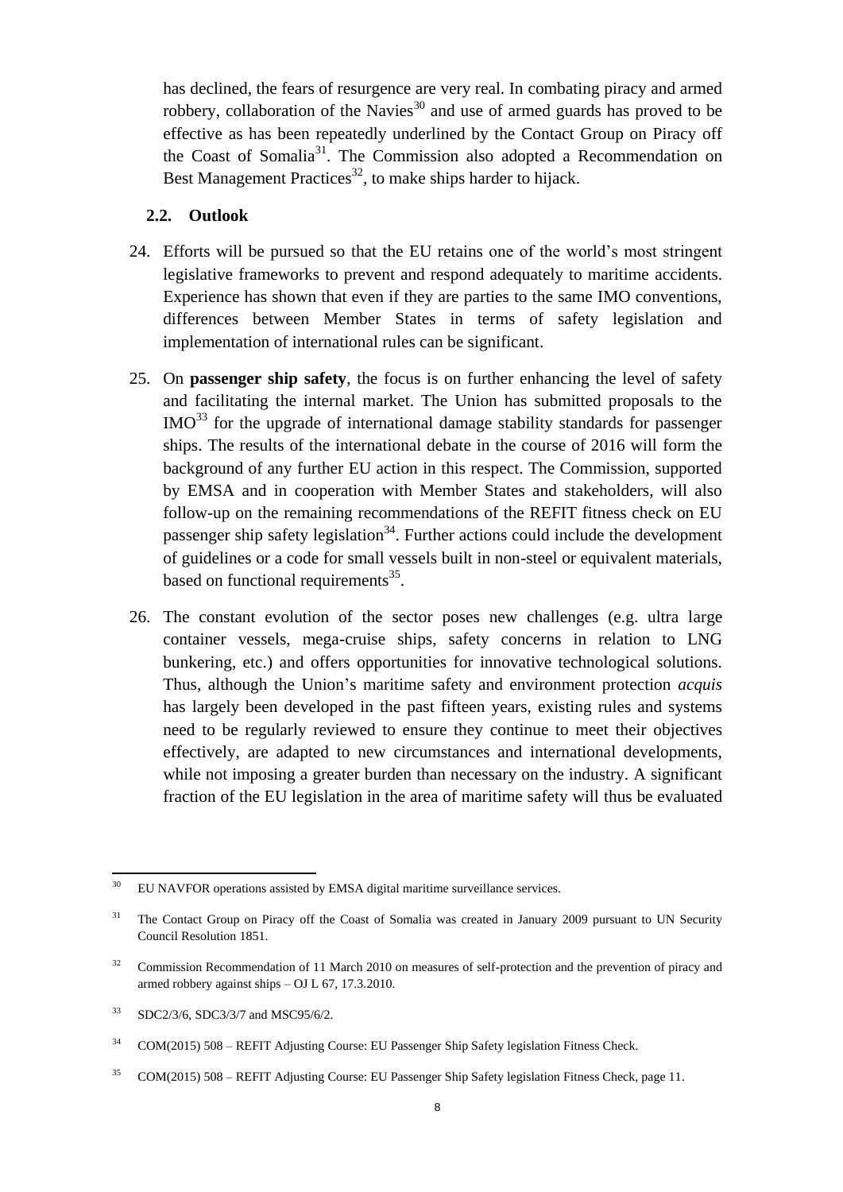has declined, the fears of resurgence are very real. In combating piracy and armed robbery, collaboration of the Navies[30] and use of armed guards has proved to be effective as has been repeatedly underlined by the Contact Group on Piracy off the Coast of Somalia[31]. The Commission also adopted a Recommendation on Best Management Practices[32], to make ships harder to hijack.

### 2.2. Outlook

24. Efforts will be pursued so that the EU retains one of the world's most stringent legislative frameworks to prevent and respond adequately to maritime accidents. Experience has shown that even if they are parties to the same IMO conventions, differences between Member States in terms of safety legislation and implementation of international rules can be significant.

25. On **passenger ship safety**, the focus is on further enhancing the level of safety and facilitating the internal market. The Union has submitted proposals to the IMO[33] for the upgrade of international damage stability standards for passenger ships. The results of the international debate in the course of 2016 will form the background of any further EU action in this respect. The Commission, supported by EMSA and in cooperation with Member States and stakeholders, will also follow-up on the remaining recommendations of the REFIT fitness check on EU passenger ship safety legislation[34]. Further actions could include the development of guidelines or a code for small vessels built in non-steel or equivalent materials, based on functional requirements[35].

26. The constant evolution of the sector poses new challenges (e.g. ultra large container vessels, mega-cruise ships, safety concerns in relation to LNG bunkering, etc.) and offers opportunities for innovative technological solutions. Thus, although the Union's maritime safety and environment protection *acquis* has largely been developed in the past fifteen years, existing rules and systems need to be regularly reviewed to ensure they continue to meet their objectives effectively, are adapted to new circumstances and international developments, while not imposing a greater burden than necessary on the industry. A significant fraction of the EU legislation in the area of maritime safety will thus be evaluated

---

[30] EU NAVFOR operations assisted by EMSA digital maritime surveillance services.

[31] The Contact Group on Piracy off the Coast of Somalia was created in January 2009 pursuant to UN Security Council Resolution 1851.

[32] Commission Recommendation of 11 March 2010 on measures of self-protection and the prevention of piracy and armed robbery against ships – OJ L 67, 17.3.2010.

[33] SDC2/3/6, SDC3/3/7 and MSC95/6/2.

[34] COM(2015) 508 – REFIT Adjusting Course: EU Passenger Ship Safety legislation Fitness Check.

[35] COM(2015) 508 – REFIT Adjusting Course: EU Passenger Ship Safety legislation Fitness Check, page 11.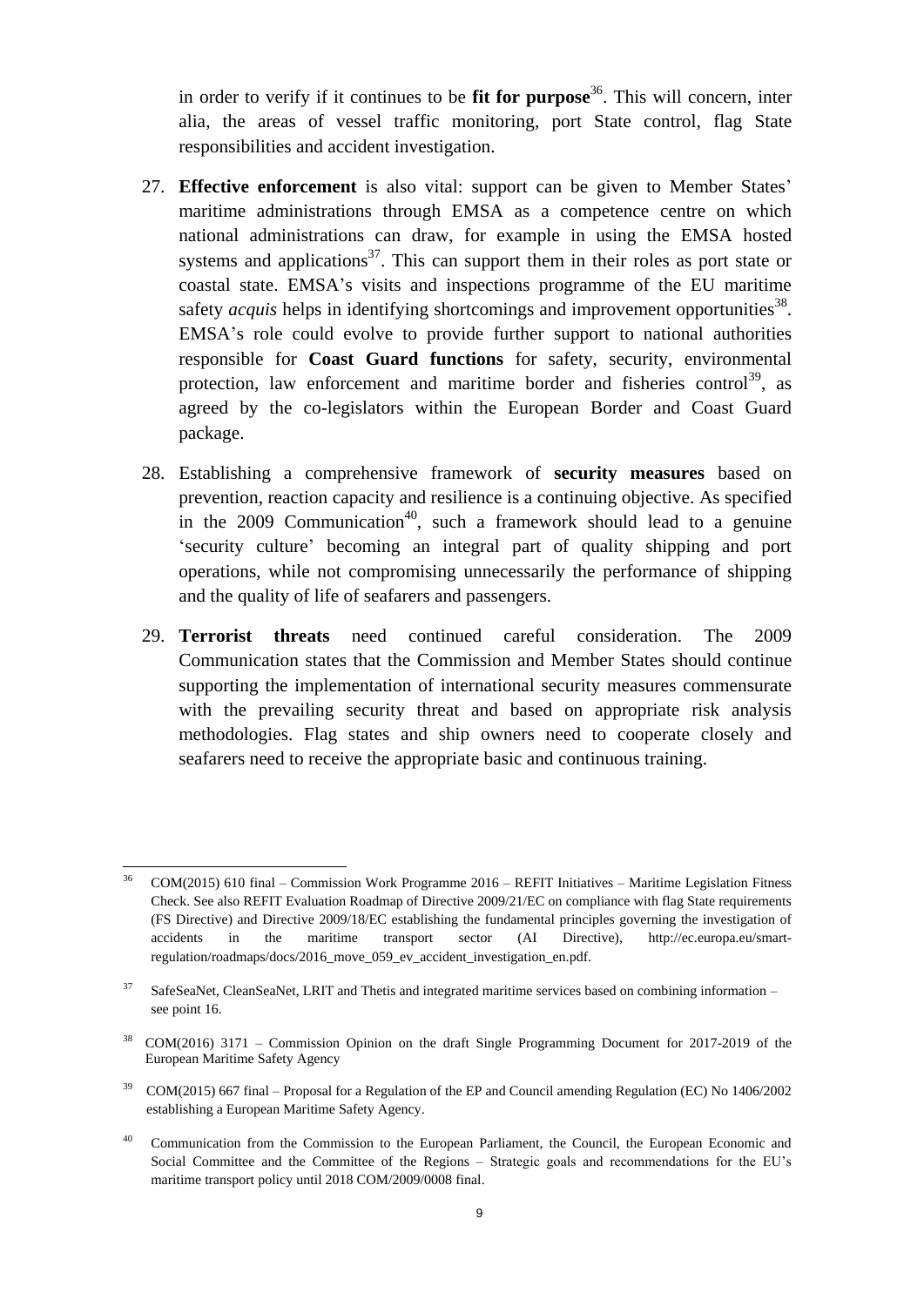in order to verify if it continues to be **fit for purpose**[36]. This will concern, inter alia, the areas of vessel traffic monitoring, port State control, flag State responsibilities and accident investigation.

27. **Effective enforcement** is also vital: support can be given to Member States' maritime administrations through EMSA as a competence centre on which national administrations can draw, for example in using the EMSA hosted systems and applications[37]. This can support them in their roles as port state or coastal state. EMSA's visits and inspections programme of the EU maritime safety *acquis* helps in identifying shortcomings and improvement opportunities[38]. EMSA's role could evolve to provide further support to national authorities responsible for **Coast Guard functions** for safety, security, environmental protection, law enforcement and maritime border and fisheries control[39], as agreed by the co-legislators within the European Border and Coast Guard package.

28. Establishing a comprehensive framework of **security measures** based on prevention, reaction capacity and resilience is a continuing objective. As specified in the 2009 Communication[40], such a framework should lead to a genuine 'security culture' becoming an integral part of quality shipping and port operations, while not compromising unnecessarily the performance of shipping and the quality of life of seafarers and passengers.

29. **Terrorist threats** need continued careful consideration. The 2009 Communication states that the Commission and Member States should continue supporting the implementation of international security measures commensurate with the prevailing security threat and based on appropriate risk analysis methodologies. Flag states and ship owners need to cooperate closely and seafarers need to receive the appropriate basic and continuous training.

---

[36] COM(2015) 610 final – Commission Work Programme 2016 – REFIT Initiatives – Maritime Legislation Fitness Check. See also REFIT Evaluation Roadmap of Directive 2009/21/EC on compliance with flag State requirements (FS Directive) and Directive 2009/18/EC establishing the fundamental principles governing the investigation of accidents in the maritime transport sector (AI Directive), http://ec.europa.eu/smart-regulation/roadmaps/docs/2016_move_059_ev_accident_investigation_en.pdf.

[37] SafeSeaNet, CleanSeaNet, LRIT and Thetis and integrated maritime services based on combining information – see point 16.

[38] COM(2016) 3171 – Commission Opinion on the draft Single Programming Document for 2017-2019 of the European Maritime Safety Agency

[39] COM(2015) 667 final – Proposal for a Regulation of the EP and Council amending Regulation (EC) No 1406/2002 establishing a European Maritime Safety Agency.

[40] Communication from the Commission to the European Parliament, the Council, the European Economic and Social Committee and the Committee of the Regions – Strategic goals and recommendations for the EU's maritime transport policy until 2018 COM/2009/0008 final.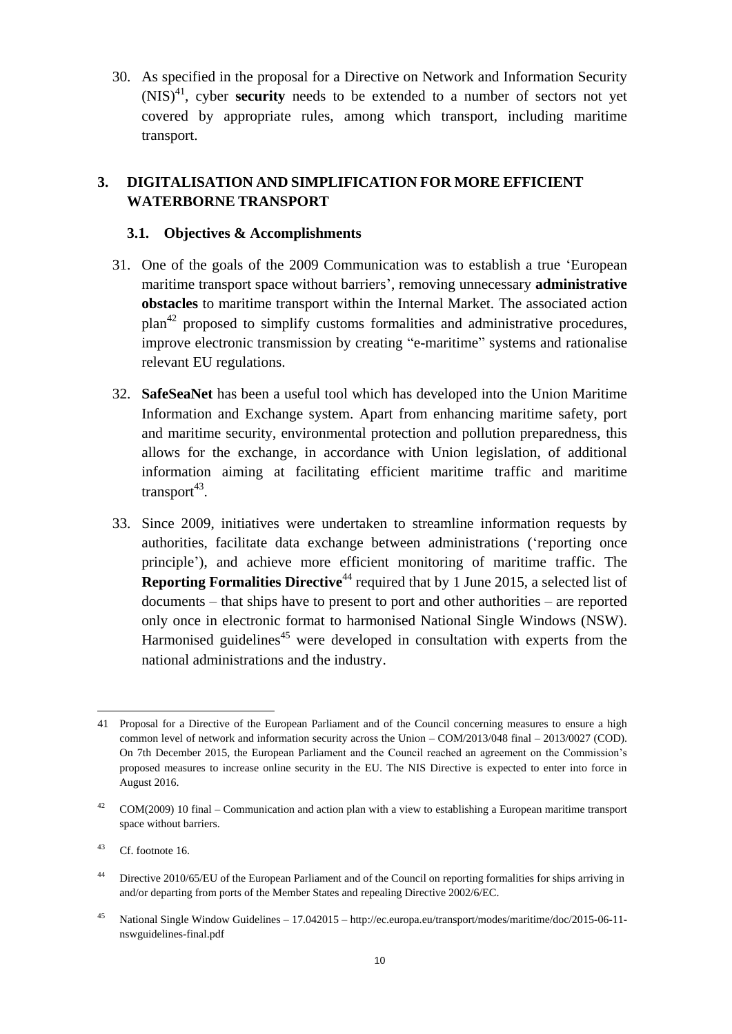30. As specified in the proposal for a Directive on Network and Information Security (NIS)[41], cyber **security** needs to be extended to a number of sectors not yet covered by appropriate rules, among which transport, including maritime transport.

# 3. DIGITALISATION AND SIMPLIFICATION FOR MORE EFFICIENT WATERBORNE TRANSPORT

## 3.1. Objectives & Accomplishments

31. One of the goals of the 2009 Communication was to establish a true 'European maritime transport space without barriers', removing unnecessary **administrative obstacles** to maritime transport within the Internal Market. The associated action plan[42] proposed to simplify customs formalities and administrative procedures, improve electronic transmission by creating "e-maritime" systems and rationalise relevant EU regulations.

32. **SafeSeaNet** has been a useful tool which has developed into the Union Maritime Information and Exchange system. Apart from enhancing maritime safety, port and maritime security, environmental protection and pollution preparedness, this allows for the exchange, in accordance with Union legislation, of additional information aiming at facilitating efficient maritime traffic and maritime transport[43].

33. Since 2009, initiatives were undertaken to streamline information requests by authorities, facilitate data exchange between administrations ('reporting once principle'), and achieve more efficient monitoring of maritime traffic. The **Reporting Formalities Directive**[44] required that by 1 June 2015, a selected list of documents – that ships have to present to port and other authorities – are reported only once in electronic format to harmonised National Single Windows (NSW). Harmonised guidelines[45] were developed in consultation with experts from the national administrations and the industry.

---

41 Proposal for a Directive of the European Parliament and of the Council concerning measures to ensure a high common level of network and information security across the Union – COM/2013/048 final – 2013/0027 (COD). On 7th December 2015, the European Parliament and the Council reached an agreement on the Commission's proposed measures to increase online security in the EU. The NIS Directive is expected to enter into force in August 2016.

42 COM(2009) 10 final – Communication and action plan with a view to establishing a European maritime transport space without barriers.

43 Cf. footnote 16.

44 Directive 2010/65/EU of the European Parliament and of the Council on reporting formalities for ships arriving in and/or departing from ports of the Member States and repealing Directive 2002/6/EC.

45 National Single Window Guidelines – 17.042015 – http://ec.europa.eu/transport/modes/maritime/doc/2015-06-11-nswguidelines-final.pdf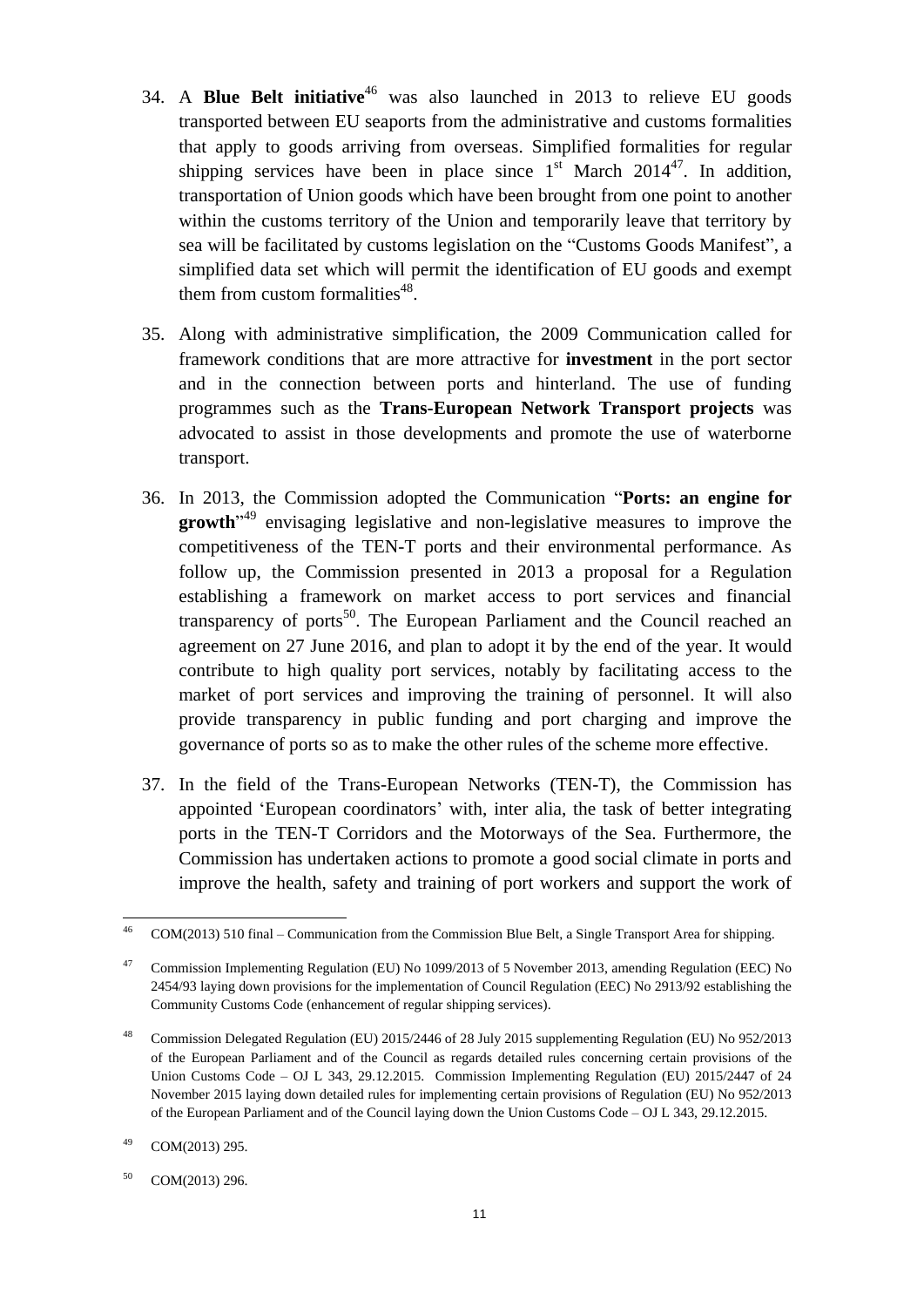34. A **Blue Belt initiative**[46] was also launched in 2013 to relieve EU goods transported between EU seaports from the administrative and customs formalities that apply to goods arriving from overseas. Simplified formalities for regular shipping services have been in place since 1st March 2014[47]. In addition, transportation of Union goods which have been brought from one point to another within the customs territory of the Union and temporarily leave that territory by sea will be facilitated by customs legislation on the "Customs Goods Manifest", a simplified data set which will permit the identification of EU goods and exempt them from custom formalities[48].

35. Along with administrative simplification, the 2009 Communication called for framework conditions that are more attractive for **investment** in the port sector and in the connection between ports and hinterland. The use of funding programmes such as the **Trans-European Network Transport projects** was advocated to assist in those developments and promote the use of waterborne transport.

36. In 2013, the Commission adopted the Communication "**Ports: an engine for growth**"[49] envisaging legislative and non-legislative measures to improve the competitiveness of the TEN-T ports and their environmental performance. As follow up, the Commission presented in 2013 a proposal for a Regulation establishing a framework on market access to port services and financial transparency of ports[50]. The European Parliament and the Council reached an agreement on 27 June 2016, and plan to adopt it by the end of the year. It would contribute to high quality port services, notably by facilitating access to the market of port services and improving the training of personnel. It will also provide transparency in public funding and port charging and improve the governance of ports so as to make the other rules of the scheme more effective.

37. In the field of the Trans-European Networks (TEN-T), the Commission has appointed 'European coordinators' with, inter alia, the task of better integrating ports in the TEN-T Corridors and the Motorways of the Sea. Furthermore, the Commission has undertaken actions to promote a good social climate in ports and improve the health, safety and training of port workers and support the work of

---

[46] COM(2013) 510 final – Communication from the Commission Blue Belt, a Single Transport Area for shipping.

[47] Commission Implementing Regulation (EU) No 1099/2013 of 5 November 2013, amending Regulation (EEC) No 2454/93 laying down provisions for the implementation of Council Regulation (EEC) No 2913/92 establishing the Community Customs Code (enhancement of regular shipping services).

[48] Commission Delegated Regulation (EU) 2015/2446 of 28 July 2015 supplementing Regulation (EU) No 952/2013 of the European Parliament and of the Council as regards detailed rules concerning certain provisions of the Union Customs Code – OJ L 343, 29.12.2015. Commission Implementing Regulation (EU) 2015/2447 of 24 November 2015 laying down detailed rules for implementing certain provisions of Regulation (EU) No 952/2013 of the European Parliament and of the Council laying down the Union Customs Code – OJ L 343, 29.12.2015.

[49] COM(2013) 295.

[50] COM(2013) 296.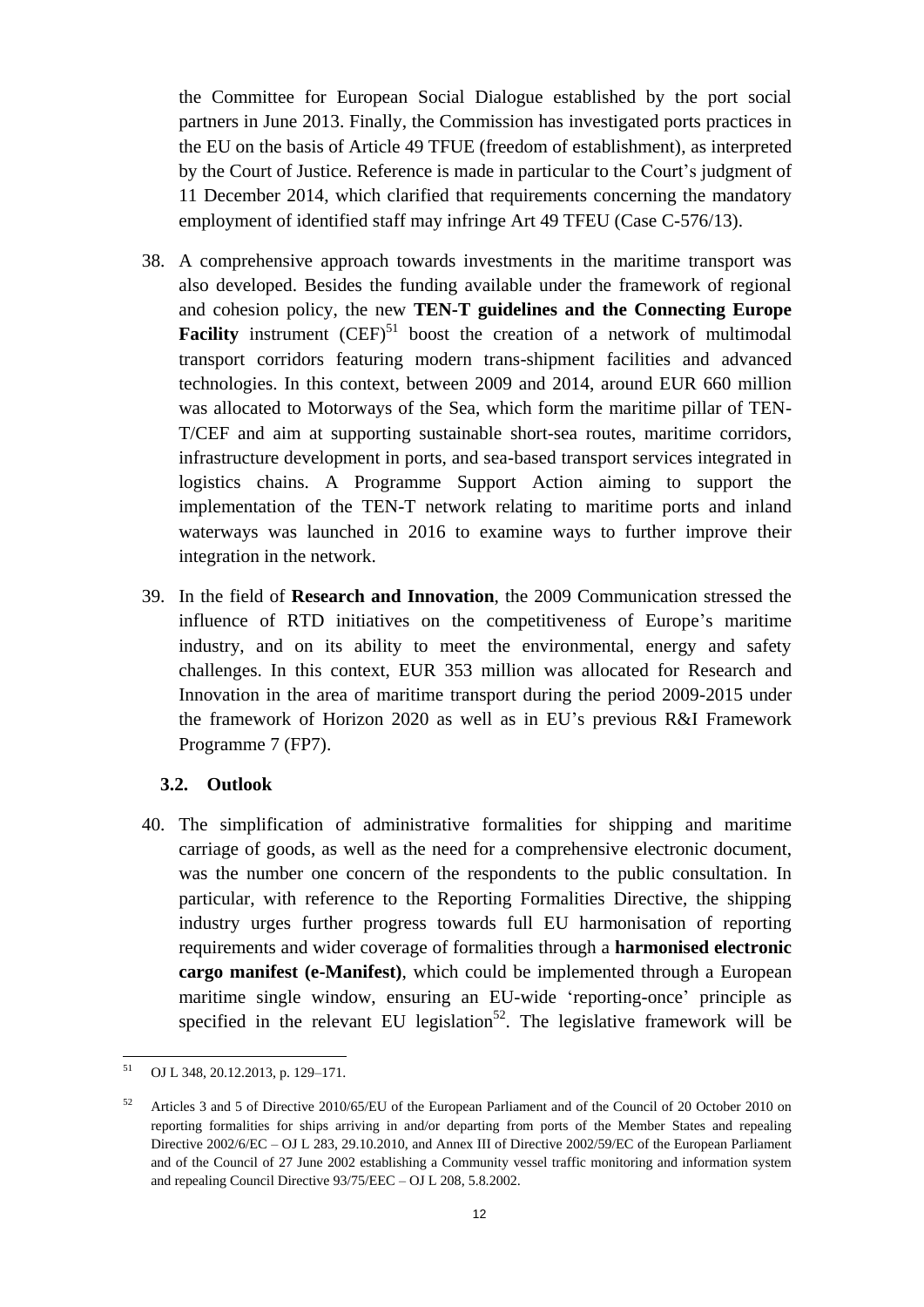the Committee for European Social Dialogue established by the port social partners in June 2013. Finally, the Commission has investigated ports practices in the EU on the basis of Article 49 TFUE (freedom of establishment), as interpreted by the Court of Justice. Reference is made in particular to the Court's judgment of 11 December 2014, which clarified that requirements concerning the mandatory employment of identified staff may infringe Art 49 TFEU (Case C-576/13).

38. A comprehensive approach towards investments in the maritime transport was also developed. Besides the funding available under the framework of regional and cohesion policy, the new **TEN-T guidelines and the Connecting Europe Facility** instrument (CEF)[51] boost the creation of a network of multimodal transport corridors featuring modern trans-shipment facilities and advanced technologies. In this context, between 2009 and 2014, around EUR 660 million was allocated to Motorways of the Sea, which form the maritime pillar of TEN-T/CEF and aim at supporting sustainable short-sea routes, maritime corridors, infrastructure development in ports, and sea-based transport services integrated in logistics chains. A Programme Support Action aiming to support the implementation of the TEN-T network relating to maritime ports and inland waterways was launched in 2016 to examine ways to further improve their integration in the network.

39. In the field of **Research and Innovation**, the 2009 Communication stressed the influence of RTD initiatives on the competitiveness of Europe's maritime industry, and on its ability to meet the environmental, energy and safety challenges. In this context, EUR 353 million was allocated for Research and Innovation in the area of maritime transport during the period 2009-2015 under the framework of Horizon 2020 as well as in EU's previous R&I Framework Programme 7 (FP7).

### 3.2. Outlook

40. The simplification of administrative formalities for shipping and maritime carriage of goods, as well as the need for a comprehensive electronic document, was the number one concern of the respondents to the public consultation. In particular, with reference to the Reporting Formalities Directive, the shipping industry urges further progress towards full EU harmonisation of reporting requirements and wider coverage of formalities through a **harmonised electronic cargo manifest (e-Manifest)**, which could be implemented through a European maritime single window, ensuring an EU-wide 'reporting-once' principle as specified in the relevant EU legislation[52]. The legislative framework will be

---

[51] OJ L 348, 20.12.2013, p. 129–171.

[52] Articles 3 and 5 of Directive 2010/65/EU of the European Parliament and of the Council of 20 October 2010 on reporting formalities for ships arriving in and/or departing from ports of the Member States and repealing Directive 2002/6/EC – OJ L 283, 29.10.2010, and Annex III of Directive 2002/59/EC of the European Parliament and of the Council of 27 June 2002 establishing a Community vessel traffic monitoring and information system and repealing Council Directive 93/75/EEC – OJ L 208, 5.8.2002.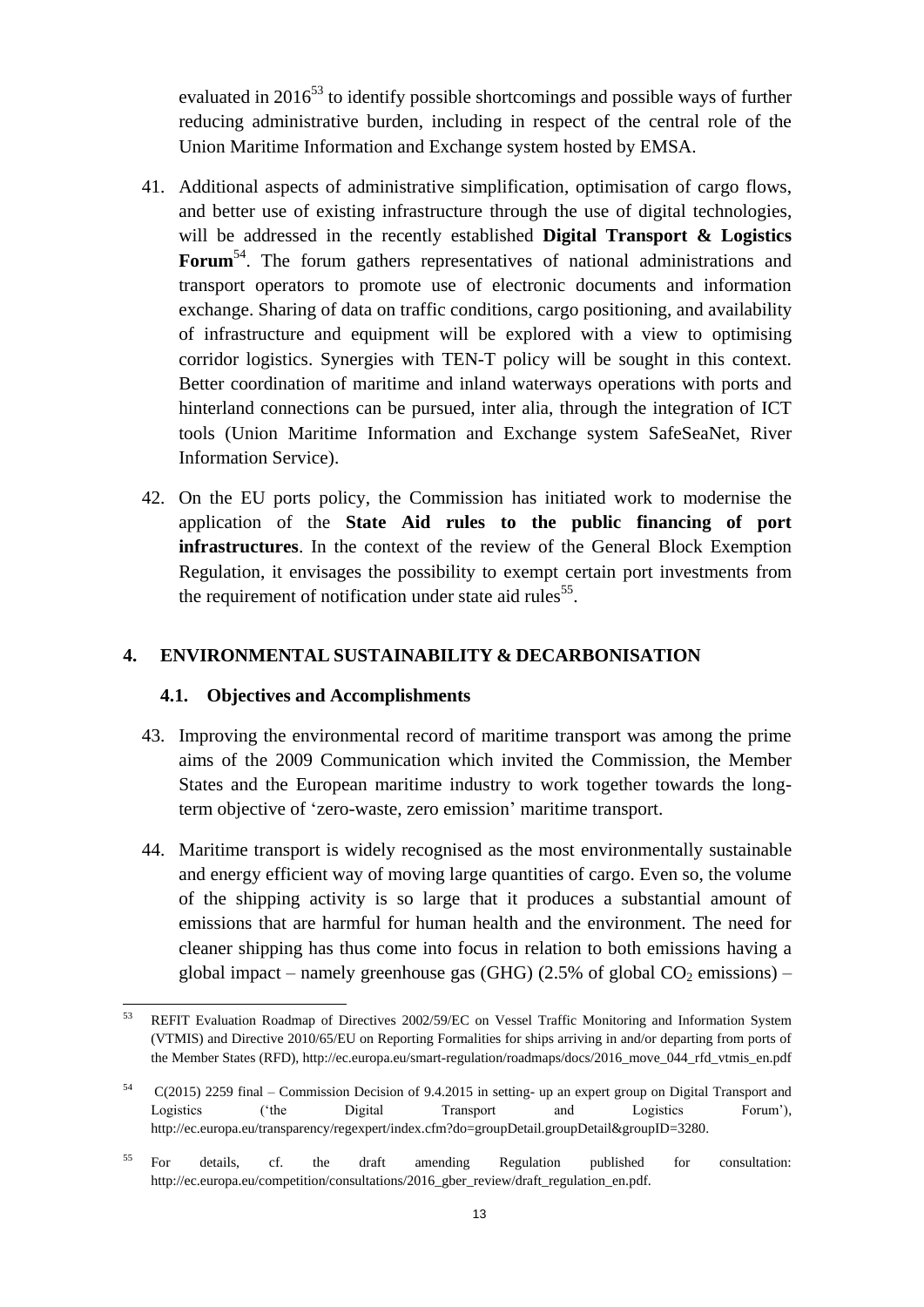evaluated in 2016[53] to identify possible shortcomings and possible ways of further reducing administrative burden, including in respect of the central role of the Union Maritime Information and Exchange system hosted by EMSA.

41. Additional aspects of administrative simplification, optimisation of cargo flows, and better use of existing infrastructure through the use of digital technologies, will be addressed in the recently established **Digital Transport & Logistics Forum**[54]. The forum gathers representatives of national administrations and transport operators to promote use of electronic documents and information exchange. Sharing of data on traffic conditions, cargo positioning, and availability of infrastructure and equipment will be explored with a view to optimising corridor logistics. Synergies with TEN-T policy will be sought in this context. Better coordination of maritime and inland waterways operations with ports and hinterland connections can be pursued, inter alia, through the integration of ICT tools (Union Maritime Information and Exchange system SafeSeaNet, River Information Service).

42. On the EU ports policy, the Commission has initiated work to modernise the application of the **State Aid rules to the public financing of port infrastructures**. In the context of the review of the General Block Exemption Regulation, it envisages the possibility to exempt certain port investments from the requirement of notification under state aid rules[55].

## 4. ENVIRONMENTAL SUSTAINABILITY & DECARBONISATION

### 4.1. Objectives and Accomplishments

43. Improving the environmental record of maritime transport was among the prime aims of the 2009 Communication which invited the Commission, the Member States and the European maritime industry to work together towards the long-term objective of 'zero-waste, zero emission' maritime transport.

44. Maritime transport is widely recognised as the most environmentally sustainable and energy efficient way of moving large quantities of cargo. Even so, the volume of the shipping activity is so large that it produces a substantial amount of emissions that are harmful for human health and the environment. The need for cleaner shipping has thus come into focus in relation to both emissions having a global impact – namely greenhouse gas (GHG) (2.5% of global $CO_2$ emissions) –

---

[53] REFIT Evaluation Roadmap of Directives 2002/59/EC on Vessel Traffic Monitoring and Information System (VTMIS) and Directive 2010/65/EU on Reporting Formalities for ships arriving in and/or departing from ports of the Member States (RFD), http://ec.europa.eu/smart-regulation/roadmaps/docs/2016_move_044_rfd_vtmis_en.pdf

[54] C(2015) 2259 final – Commission Decision of 9.4.2015 in setting- up an expert group on Digital Transport and Logistics ('the Digital Transport and Logistics Forum'), http://ec.europa.eu/transparency/regexpert/index.cfm?do=groupDetail.groupDetail&groupID=3280.

[55] For details, cf. the draft amending Regulation published for consultation: http://ec.europa.eu/competition/consultations/2016_gber_review/draft_regulation_en.pdf.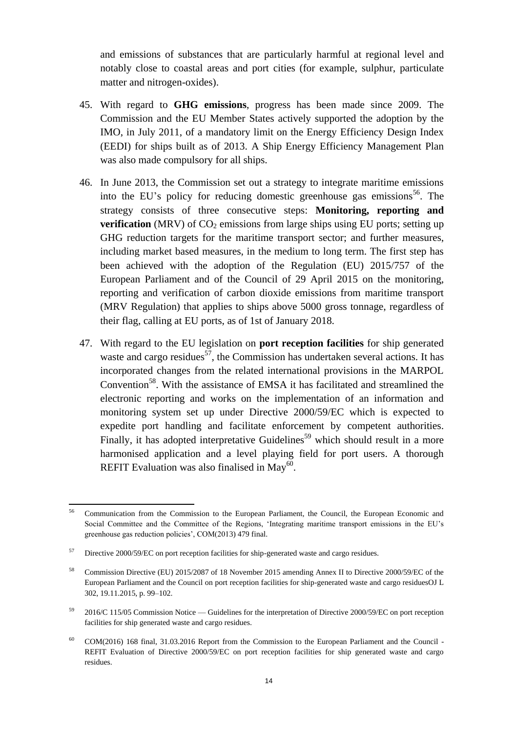and emissions of substances that are particularly harmful at regional level and notably close to coastal areas and port cities (for example, sulphur, particulate matter and nitrogen-oxides).

45. With regard to **GHG emissions**, progress has been made since 2009. The Commission and the EU Member States actively supported the adoption by the IMO, in July 2011, of a mandatory limit on the Energy Efficiency Design Index (EEDI) for ships built as of 2013. A Ship Energy Efficiency Management Plan was also made compulsory for all ships.

46. In June 2013, the Commission set out a strategy to integrate maritime emissions into the EU's policy for reducing domestic greenhouse gas emissions[56]. The strategy consists of three consecutive steps: **Monitoring, reporting and verification** (MRV) of $CO_2$ emissions from large ships using EU ports; setting up GHG reduction targets for the maritime transport sector; and further measures, including market based measures, in the medium to long term. The first step has been achieved with the adoption of the Regulation (EU) 2015/757 of the European Parliament and of the Council of 29 April 2015 on the monitoring, reporting and verification of carbon dioxide emissions from maritime transport (MRV Regulation) that applies to ships above 5000 gross tonnage, regardless of their flag, calling at EU ports, as of 1st of January 2018.

47. With regard to the EU legislation on **port reception facilities** for ship generated waste and cargo residues[57], the Commission has undertaken several actions. It has incorporated changes from the related international provisions in the MARPOL Convention[58]. With the assistance of EMSA it has facilitated and streamlined the electronic reporting and works on the implementation of an information and monitoring system set up under Directive 2000/59/EC which is expected to expedite port handling and facilitate enforcement by competent authorities. Finally, it has adopted interpretative Guidelines[59] which should result in a more harmonised application and a level playing field for port users. A thorough REFIT Evaluation was also finalised in May[60].

---

[56] Communication from the Commission to the European Parliament, the Council, the European Economic and Social Committee and the Committee of the Regions, 'Integrating maritime transport emissions in the EU's greenhouse gas reduction policies', COM(2013) 479 final.

[57] Directive 2000/59/EC on port reception facilities for ship-generated waste and cargo residues.

[58] Commission Directive (EU) 2015/2087 of 18 November 2015 amending Annex II to Directive 2000/59/EC of the European Parliament and the Council on port reception facilities for ship-generated waste and cargo residuesOJ L 302, 19.11.2015, p. 99–102.

[59] 2016/C 115/05 Commission Notice — Guidelines for the interpretation of Directive 2000/59/EC on port reception facilities for ship generated waste and cargo residues.

[60] COM(2016) 168 final, 31.03.2016 Report from the Commission to the European Parliament and the Council - REFIT Evaluation of Directive 2000/59/EC on port reception facilities for ship generated waste and cargo residues.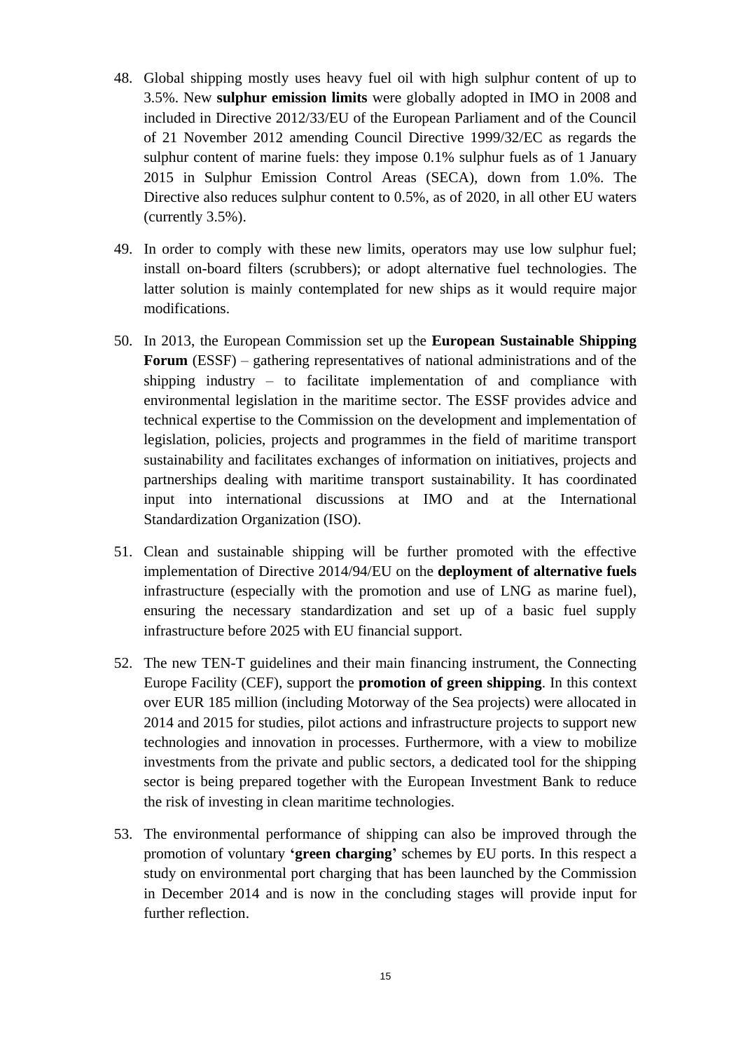48. Global shipping mostly uses heavy fuel oil with high sulphur content of up to 3.5%. New **sulphur emission limits** were globally adopted in IMO in 2008 and included in Directive 2012/33/EU of the European Parliament and of the Council of 21 November 2012 amending Council Directive 1999/32/EC as regards the sulphur content of marine fuels: they impose 0.1% sulphur fuels as of 1 January 2015 in Sulphur Emission Control Areas (SECA), down from 1.0%. The Directive also reduces sulphur content to 0.5%, as of 2020, in all other EU waters (currently 3.5%).

49. In order to comply with these new limits, operators may use low sulphur fuel; install on-board filters (scrubbers); or adopt alternative fuel technologies. The latter solution is mainly contemplated for new ships as it would require major modifications.

50. In 2013, the European Commission set up the **European Sustainable Shipping Forum** (ESSF) – gathering representatives of national administrations and of the shipping industry – to facilitate implementation of and compliance with environmental legislation in the maritime sector. The ESSF provides advice and technical expertise to the Commission on the development and implementation of legislation, policies, projects and programmes in the field of maritime transport sustainability and facilitates exchanges of information on initiatives, projects and partnerships dealing with maritime transport sustainability. It has coordinated input into international discussions at IMO and at the International Standardization Organization (ISO).

51. Clean and sustainable shipping will be further promoted with the effective implementation of Directive 2014/94/EU on the **deployment of alternative fuels** infrastructure (especially with the promotion and use of LNG as marine fuel), ensuring the necessary standardization and set up of a basic fuel supply infrastructure before 2025 with EU financial support.

52. The new TEN-T guidelines and their main financing instrument, the Connecting Europe Facility (CEF), support the **promotion of green shipping**. In this context over EUR 185 million (including Motorway of the Sea projects) were allocated in 2014 and 2015 for studies, pilot actions and infrastructure projects to support new technologies and innovation in processes. Furthermore, with a view to mobilize investments from the private and public sectors, a dedicated tool for the shipping sector is being prepared together with the European Investment Bank to reduce the risk of investing in clean maritime technologies.

53. The environmental performance of shipping can also be improved through the promotion of voluntary **'green charging'** schemes by EU ports. In this respect a study on environmental port charging that has been launched by the Commission in December 2014 and is now in the concluding stages will provide input for further reflection.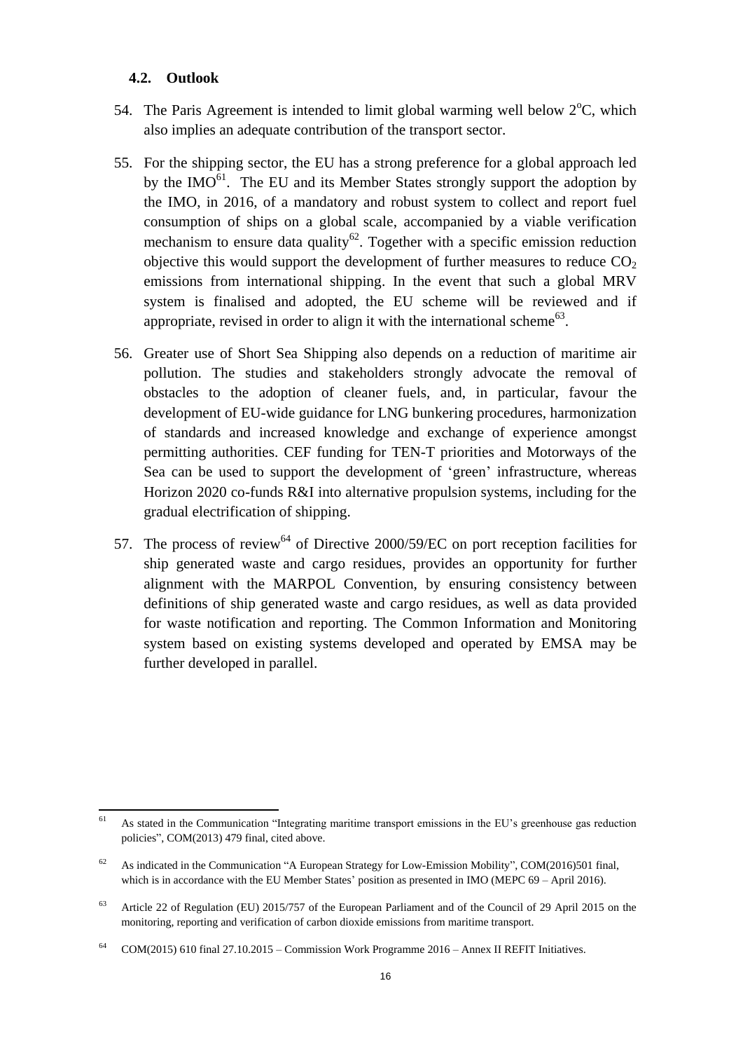### 4.2. Outlook

54. The Paris Agreement is intended to limit global warming well below 2°C, which also implies an adequate contribution of the transport sector.

55. For the shipping sector, the EU has a strong preference for a global approach led by the IMO[61]. The EU and its Member States strongly support the adoption by the IMO, in 2016, of a mandatory and robust system to collect and report fuel consumption of ships on a global scale, accompanied by a viable verification mechanism to ensure data quality[62]. Together with a specific emission reduction objective this would support the development of further measures to reduce $CO_2$ emissions from international shipping. In the event that such a global MRV system is finalised and adopted, the EU scheme will be reviewed and if appropriate, revised in order to align it with the international scheme[63].

56. Greater use of Short Sea Shipping also depends on a reduction of maritime air pollution. The studies and stakeholders strongly advocate the removal of obstacles to the adoption of cleaner fuels, and, in particular, favour the development of EU-wide guidance for LNG bunkering procedures, harmonization of standards and increased knowledge and exchange of experience amongst permitting authorities. CEF funding for TEN-T priorities and Motorways of the Sea can be used to support the development of 'green' infrastructure, whereas Horizon 2020 co-funds R&I into alternative propulsion systems, including for the gradual electrification of shipping.

57. The process of review[64] of Directive 2000/59/EC on port reception facilities for ship generated waste and cargo residues, provides an opportunity for further alignment with the MARPOL Convention, by ensuring consistency between definitions of ship generated waste and cargo residues, as well as data provided for waste notification and reporting. The Common Information and Monitoring system based on existing systems developed and operated by EMSA may be further developed in parallel.

---

[61] As stated in the Communication "Integrating maritime transport emissions in the EU's greenhouse gas reduction policies", COM(2013) 479 final, cited above.

[62] As indicated in the Communication "A European Strategy for Low-Emission Mobility", COM(2016)501 final, which is in accordance with the EU Member States' position as presented in IMO (MEPC 69 – April 2016).

[63] Article 22 of Regulation (EU) 2015/757 of the European Parliament and of the Council of 29 April 2015 on the monitoring, reporting and verification of carbon dioxide emissions from maritime transport.

[64] COM(2015) 610 final 27.10.2015 – Commission Work Programme 2016 – Annex II REFIT Initiatives.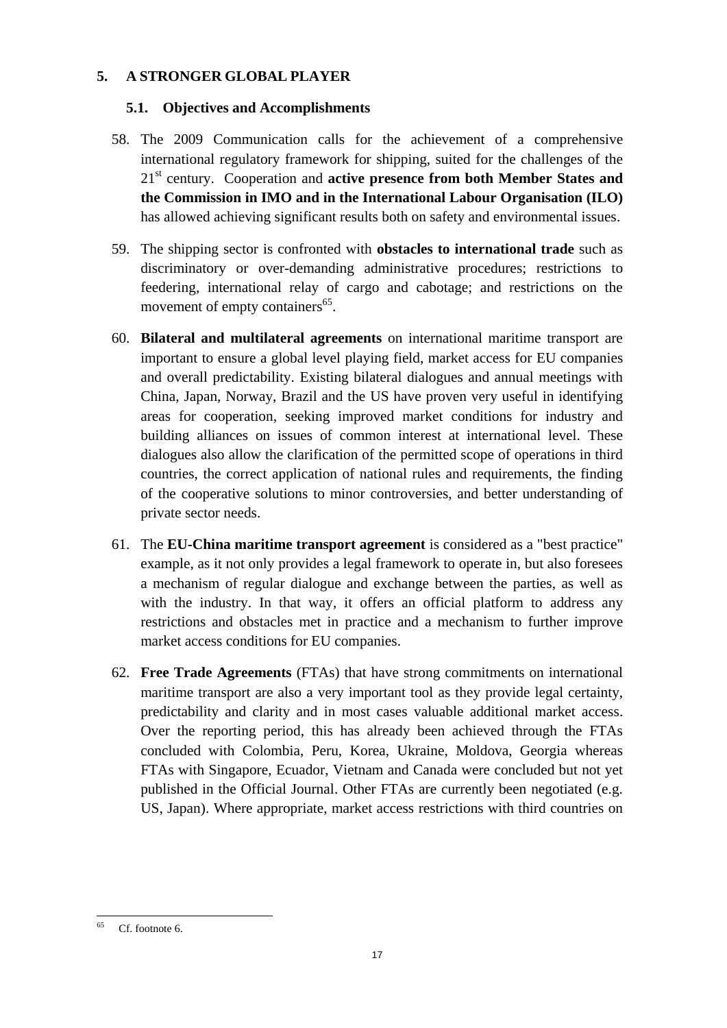## 5. A STRONGER GLOBAL PLAYER

### 5.1. Objectives and Accomplishments

58. The 2009 Communication calls for the achievement of a comprehensive international regulatory framework for shipping, suited for the challenges of the 21st century. Cooperation and **active presence from both Member States and the Commission in IMO and in the International Labour Organisation (ILO)** has allowed achieving significant results both on safety and environmental issues.

59. The shipping sector is confronted with **obstacles to international trade** such as discriminatory or over-demanding administrative procedures; restrictions to feedering, international relay of cargo and cabotage; and restrictions on the movement of empty containers[65].

60. **Bilateral and multilateral agreements** on international maritime transport are important to ensure a global level playing field, market access for EU companies and overall predictability. Existing bilateral dialogues and annual meetings with China, Japan, Norway, Brazil and the US have proven very useful in identifying areas for cooperation, seeking improved market conditions for industry and building alliances on issues of common interest at international level. These dialogues also allow the clarification of the permitted scope of operations in third countries, the correct application of national rules and requirements, the finding of the cooperative solutions to minor controversies, and better understanding of private sector needs.

61. The **EU-China maritime transport agreement** is considered as a "best practice" example, as it not only provides a legal framework to operate in, but also foresees a mechanism of regular dialogue and exchange between the parties, as well as with the industry. In that way, it offers an official platform to address any restrictions and obstacles met in practice and a mechanism to further improve market access conditions for EU companies.

62. **Free Trade Agreements** (FTAs) that have strong commitments on international maritime transport are also a very important tool as they provide legal certainty, predictability and clarity and in most cases valuable additional market access. Over the reporting period, this has already been achieved through the FTAs concluded with Colombia, Peru, Korea, Ukraine, Moldova, Georgia whereas FTAs with Singapore, Ecuador, Vietnam and Canada were concluded but not yet published in the Official Journal. Other FTAs are currently been negotiated (e.g. US, Japan). Where appropriate, market access restrictions with third countries on

---

[65] Cf. footnote 6.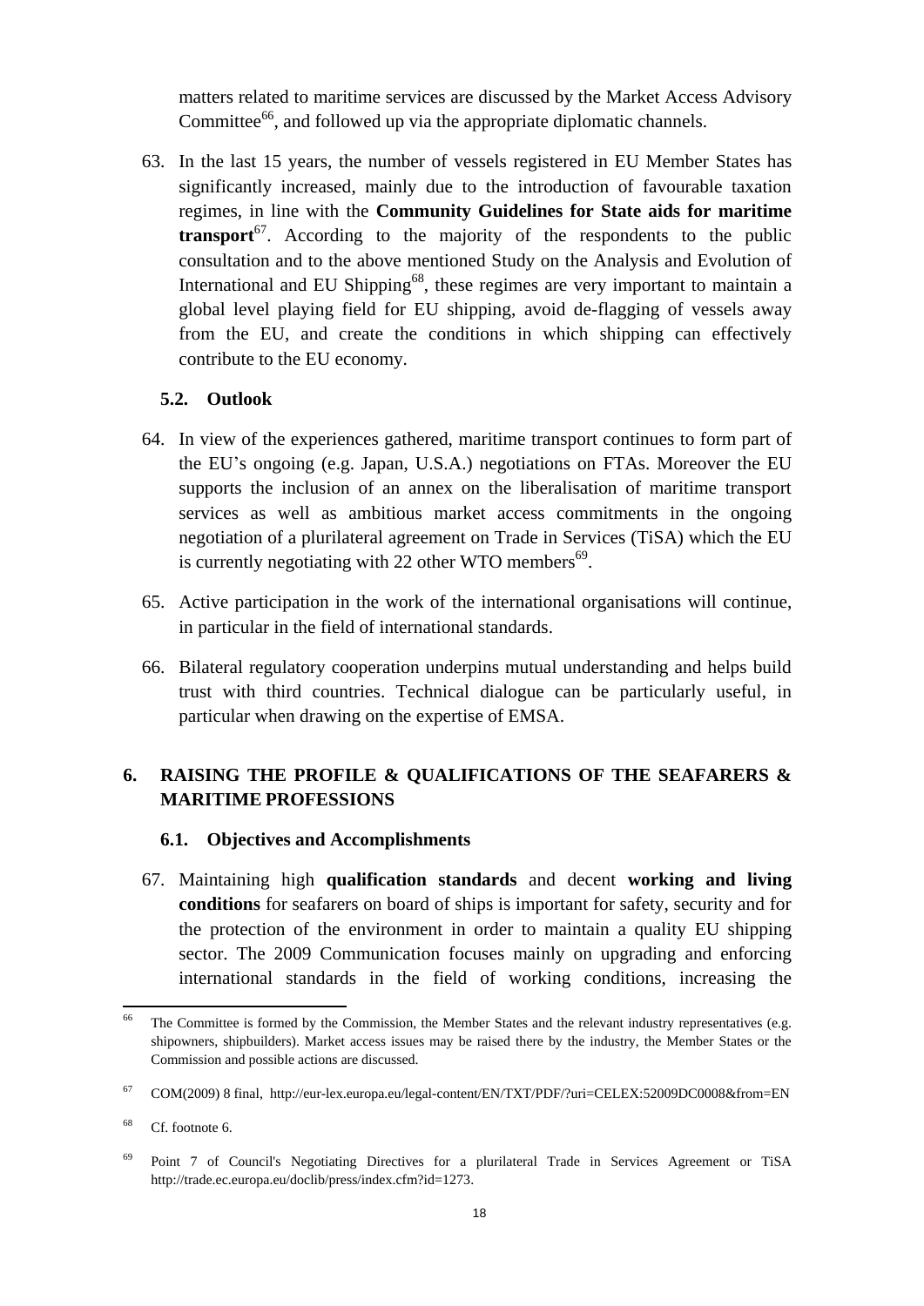matters related to maritime services are discussed by the Market Access Advisory Committee[66], and followed up via the appropriate diplomatic channels.

63. In the last 15 years, the number of vessels registered in EU Member States has significantly increased, mainly due to the introduction of favourable taxation regimes, in line with the **Community Guidelines for State aids for maritime transport**[67]. According to the majority of the respondents to the public consultation and to the above mentioned Study on the Analysis and Evolution of International and EU Shipping[68], these regimes are very important to maintain a global level playing field for EU shipping, avoid de-flagging of vessels away from the EU, and create the conditions in which shipping can effectively contribute to the EU economy.

### 5.2. Outlook

64. In view of the experiences gathered, maritime transport continues to form part of the EU's ongoing (e.g. Japan, U.S.A.) negotiations on FTAs. Moreover the EU supports the inclusion of an annex on the liberalisation of maritime transport services as well as ambitious market access commitments in the ongoing negotiation of a plurilateral agreement on Trade in Services (TiSA) which the EU is currently negotiating with 22 other WTO members[69].

65. Active participation in the work of the international organisations will continue, in particular in the field of international standards.

66. Bilateral regulatory cooperation underpins mutual understanding and helps build trust with third countries. Technical dialogue can be particularly useful, in particular when drawing on the expertise of EMSA.

## 6. RAISING THE PROFILE & QUALIFICATIONS OF THE SEAFARERS & MARITIME PROFESSIONS

### 6.1. Objectives and Accomplishments

67. Maintaining high **qualification standards** and decent **working and living conditions** for seafarers on board of ships is important for safety, security and for the protection of the environment in order to maintain a quality EU shipping sector. The 2009 Communication focuses mainly on upgrading and enforcing international standards in the field of working conditions, increasing the

---

[66] The Committee is formed by the Commission, the Member States and the relevant industry representatives (e.g. shipowners, shipbuilders). Market access issues may be raised there by the industry, the Member States or the Commission and possible actions are discussed.

[67] COM(2009) 8 final, http://eur-lex.europa.eu/legal-content/EN/TXT/PDF/?uri=CELEX:52009DC0008&from=EN

[68] Cf. footnote 6.

[69] Point 7 of Council's Negotiating Directives for a plurilateral Trade in Services Agreement or TiSA http://trade.ec.europa.eu/doclib/press/index.cfm?id=1273.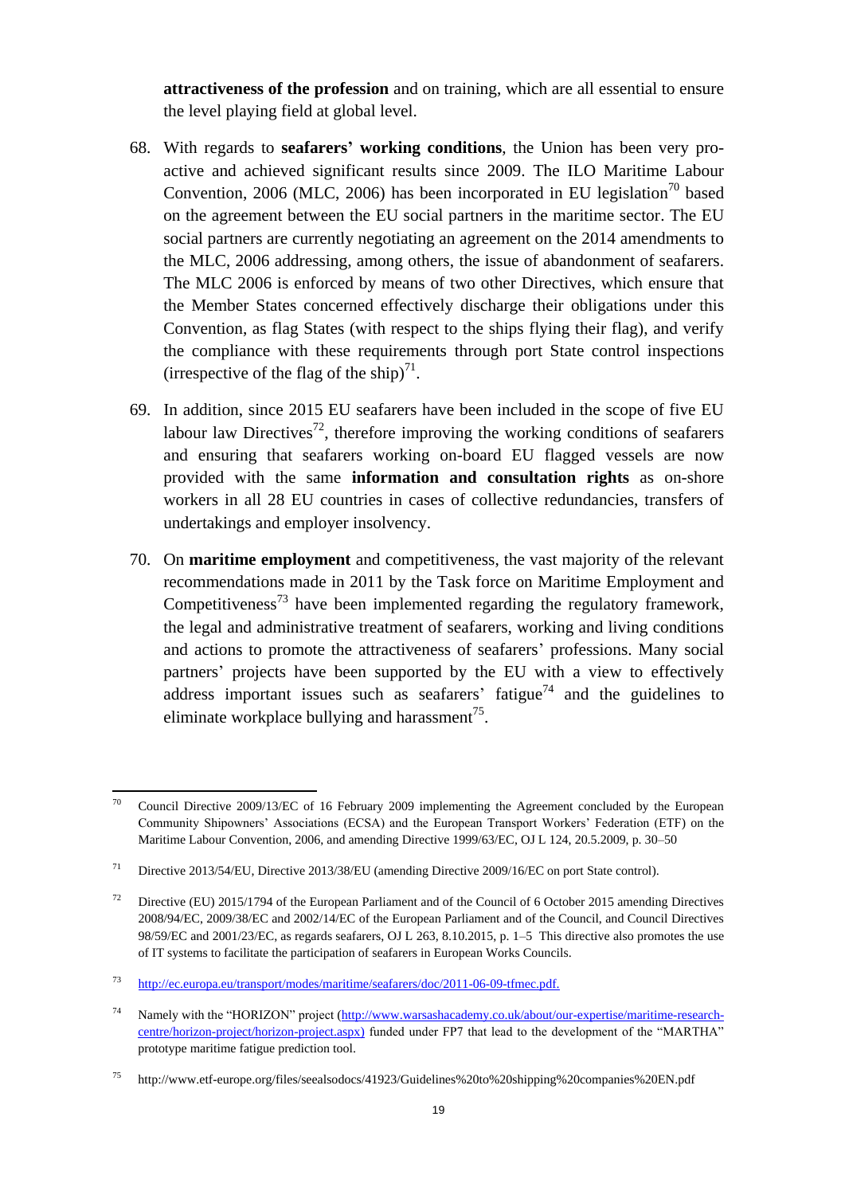**attractiveness of the profession** and on training, which are all essential to ensure the level playing field at global level.

68. With regards to **seafarers' working conditions**, the Union has been very pro-active and achieved significant results since 2009. The ILO Maritime Labour Convention, 2006 (MLC, 2006) has been incorporated in EU legislation[70] based on the agreement between the EU social partners in the maritime sector. The EU social partners are currently negotiating an agreement on the 2014 amendments to the MLC, 2006 addressing, among others, the issue of abandonment of seafarers. The MLC 2006 is enforced by means of two other Directives, which ensure that the Member States concerned effectively discharge their obligations under this Convention, as flag States (with respect to the ships flying their flag), and verify the compliance with these requirements through port State control inspections (irrespective of the flag of the ship)[71].

69. In addition, since 2015 EU seafarers have been included in the scope of five EU labour law Directives[72], therefore improving the working conditions of seafarers and ensuring that seafarers working on-board EU flagged vessels are now provided with the same **information and consultation rights** as on-shore workers in all 28 EU countries in cases of collective redundancies, transfers of undertakings and employer insolvency.

70. On **maritime employment** and competitiveness, the vast majority of the relevant recommendations made in 2011 by the Task force on Maritime Employment and Competitiveness[73] have been implemented regarding the regulatory framework, the legal and administrative treatment of seafarers, working and living conditions and actions to promote the attractiveness of seafarers' professions. Many social partners' projects have been supported by the EU with a view to effectively address important issues such as seafarers' fatigue[74] and the guidelines to eliminate workplace bullying and harassment[75].

---

[70] Council Directive 2009/13/EC of 16 February 2009 implementing the Agreement concluded by the European Community Shipowners' Associations (ECSA) and the European Transport Workers' Federation (ETF) on the Maritime Labour Convention, 2006, and amending Directive 1999/63/EC, OJ L 124, 20.5.2009, p. 30–50

[71] Directive 2013/54/EU, Directive 2013/38/EU (amending Directive 2009/16/EC on port State control).

[72] Directive (EU) 2015/1794 of the European Parliament and of the Council of 6 October 2015 amending Directives 2008/94/EC, 2009/38/EC and 2002/14/EC of the European Parliament and of the Council, and Council Directives 98/59/EC and 2001/23/EC, as regards seafarers, OJ L 263, 8.10.2015, p. 1–5 This directive also promotes the use of IT systems to facilitate the participation of seafarers in European Works Councils.

[73] http://ec.europa.eu/transport/modes/maritime/seafarers/doc/2011-06-09-tfmec.pdf.

[74] Namely with the "HORIZON" project (http://www.warsashacademy.co.uk/about/our-expertise/maritime-research-centre/horizon-project/horizon-project.aspx) funded under FP7 that lead to the development of the "MARTHA" prototype maritime fatigue prediction tool.

[75] http://www.etf-europe.org/files/seealsodocs/41923/Guidelines%20to%20shipping%20companies%20EN.pdf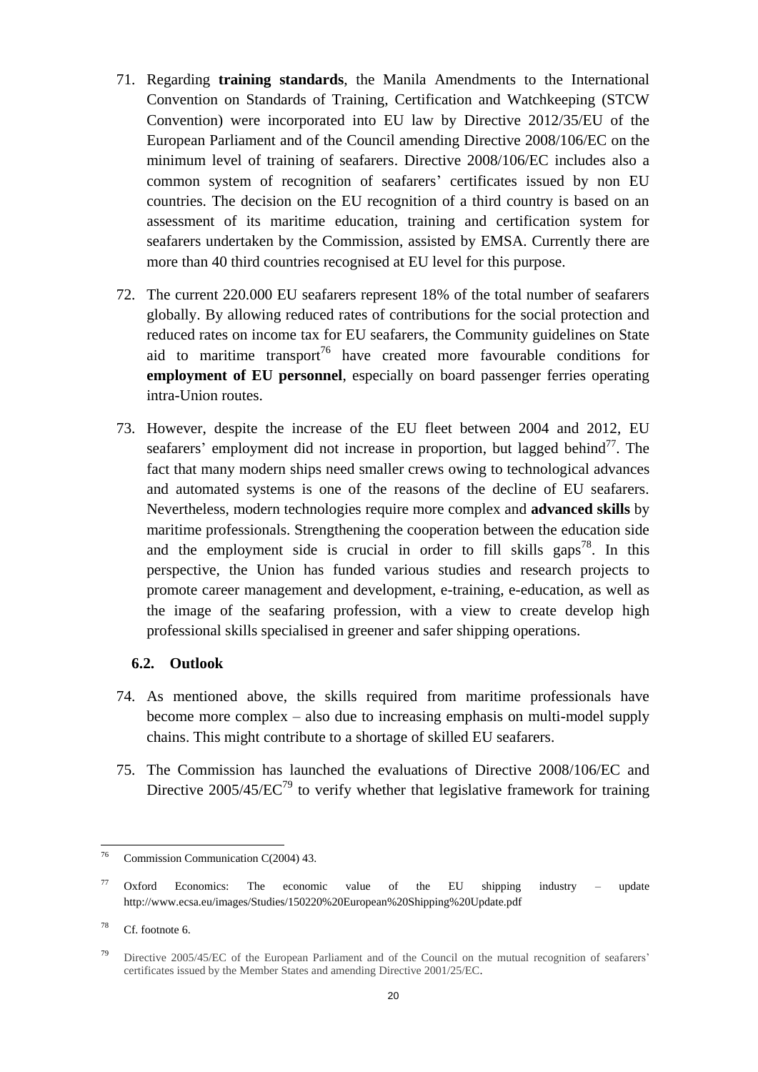71. Regarding **training standards**, the Manila Amendments to the International Convention on Standards of Training, Certification and Watchkeeping (STCW Convention) were incorporated into EU law by Directive 2012/35/EU of the European Parliament and of the Council amending Directive 2008/106/EC on the minimum level of training of seafarers. Directive 2008/106/EC includes also a common system of recognition of seafarers' certificates issued by non EU countries. The decision on the EU recognition of a third country is based on an assessment of its maritime education, training and certification system for seafarers undertaken by the Commission, assisted by EMSA. Currently there are more than 40 third countries recognised at EU level for this purpose.

72. The current 220.000 EU seafarers represent 18% of the total number of seafarers globally. By allowing reduced rates of contributions for the social protection and reduced rates on income tax for EU seafarers, the Community guidelines on State aid to maritime transport[76] have created more favourable conditions for **employment of EU personnel**, especially on board passenger ferries operating intra-Union routes.

73. However, despite the increase of the EU fleet between 2004 and 2012, EU seafarers' employment did not increase in proportion, but lagged behind[77]. The fact that many modern ships need smaller crews owing to technological advances and automated systems is one of the reasons of the decline of EU seafarers. Nevertheless, modern technologies require more complex and **advanced skills** by maritime professionals. Strengthening the cooperation between the education side and the employment side is crucial in order to fill skills gaps[78]. In this perspective, the Union has funded various studies and research projects to promote career management and development, e-training, e-education, as well as the image of the seafaring profession, with a view to create develop high professional skills specialised in greener and safer shipping operations.

### 6.2. Outlook

74. As mentioned above, the skills required from maritime professionals have become more complex – also due to increasing emphasis on multi-model supply chains. This might contribute to a shortage of skilled EU seafarers.

75. The Commission has launched the evaluations of Directive 2008/106/EC and Directive 2005/45/EC[79] to verify whether that legislative framework for training

---

[76] Commission Communication C(2004) 43.

[77] Oxford Economics: The economic value of the EU shipping industry – update http://www.ecsa.eu/images/Studies/150220%20European%20Shipping%20Update.pdf

[78] Cf. footnote 6.

[79] Directive 2005/45/EC of the European Parliament and of the Council on the mutual recognition of seafarers' certificates issued by the Member States and amending Directive 2001/25/EC.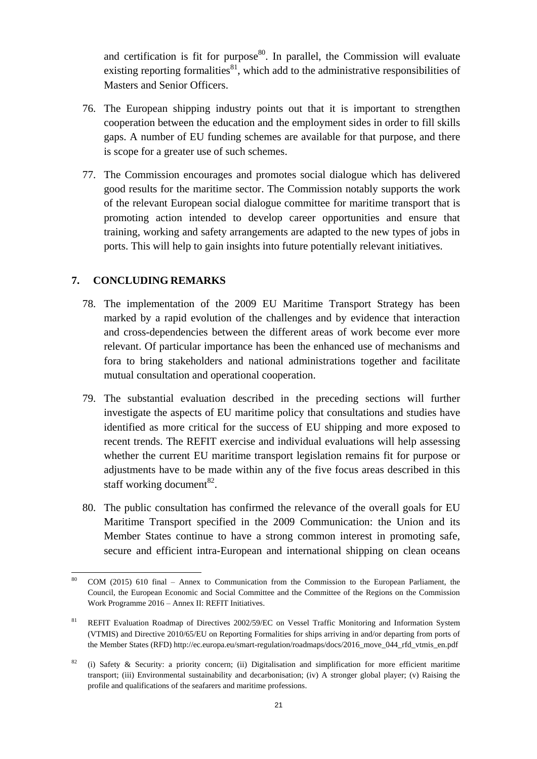and certification is fit for purpose[80]. In parallel, the Commission will evaluate existing reporting formalities[81], which add to the administrative responsibilities of Masters and Senior Officers.

76. The European shipping industry points out that it is important to strengthen cooperation between the education and the employment sides in order to fill skills gaps. A number of EU funding schemes are available for that purpose, and there is scope for a greater use of such schemes.

77. The Commission encourages and promotes social dialogue which has delivered good results for the maritime sector. The Commission notably supports the work of the relevant European social dialogue committee for maritime transport that is promoting action intended to develop career opportunities and ensure that training, working and safety arrangements are adapted to the new types of jobs in ports. This will help to gain insights into future potentially relevant initiatives.

## 7. CONCLUDING REMARKS

78. The implementation of the 2009 EU Maritime Transport Strategy has been marked by a rapid evolution of the challenges and by evidence that interaction and cross-dependencies between the different areas of work become ever more relevant. Of particular importance has been the enhanced use of mechanisms and fora to bring stakeholders and national administrations together and facilitate mutual consultation and operational cooperation.

79. The substantial evaluation described in the preceding sections will further investigate the aspects of EU maritime policy that consultations and studies have identified as more critical for the success of EU shipping and more exposed to recent trends. The REFIT exercise and individual evaluations will help assessing whether the current EU maritime transport legislation remains fit for purpose or adjustments have to be made within any of the five focus areas described in this staff working document[82].

80. The public consultation has confirmed the relevance of the overall goals for EU Maritime Transport specified in the 2009 Communication: the Union and its Member States continue to have a strong common interest in promoting safe, secure and efficient intra-European and international shipping on clean oceans

---

[80] COM (2015) 610 final – Annex to Communication from the Commission to the European Parliament, the Council, the European Economic and Social Committee and the Committee of the Regions on the Commission Work Programme 2016 – Annex II: REFIT Initiatives.

[81] REFIT Evaluation Roadmap of Directives 2002/59/EC on Vessel Traffic Monitoring and Information System (VTMIS) and Directive 2010/65/EU on Reporting Formalities for ships arriving in and/or departing from ports of the Member States (RFD) http://ec.europa.eu/smart-regulation/roadmaps/docs/2016_move_044_rfd_vtmis_en.pdf

[82] (i) Safety & Security: a priority concern; (ii) Digitalisation and simplification for more efficient maritime transport; (iii) Environmental sustainability and decarbonisation; (iv) A stronger global player; (v) Raising the profile and qualifications of the seafarers and maritime professions.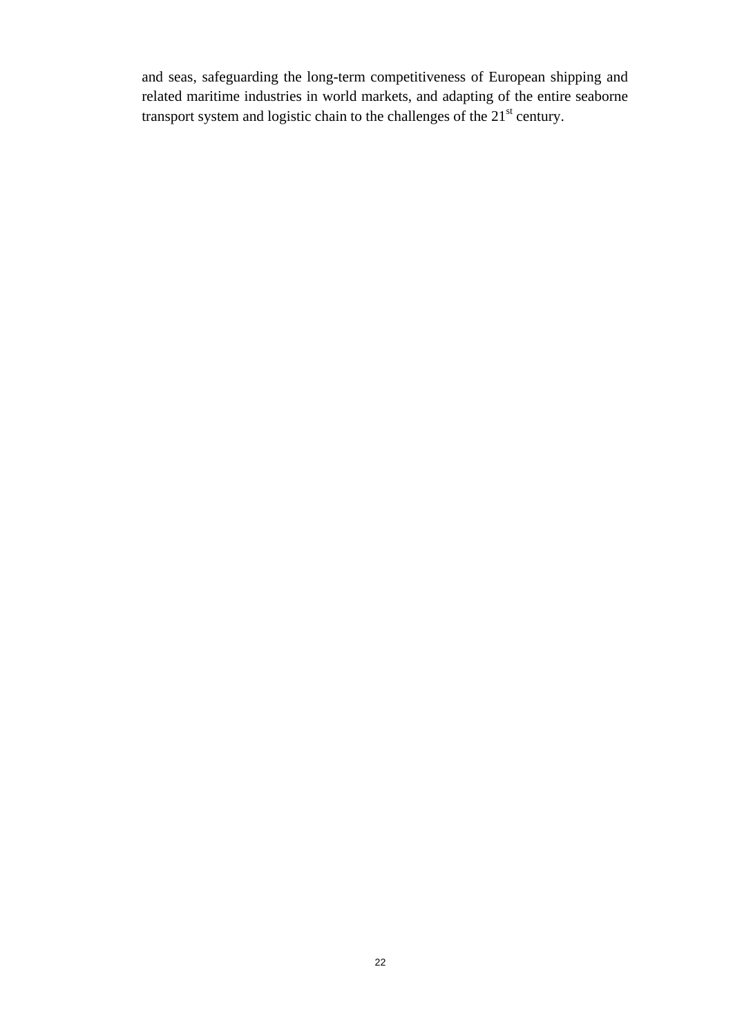and seas, safeguarding the long-term competitiveness of European shipping and related maritime industries in world markets, and adapting of the entire seaborne transport system and logistic chain to the challenges of the 21st century.